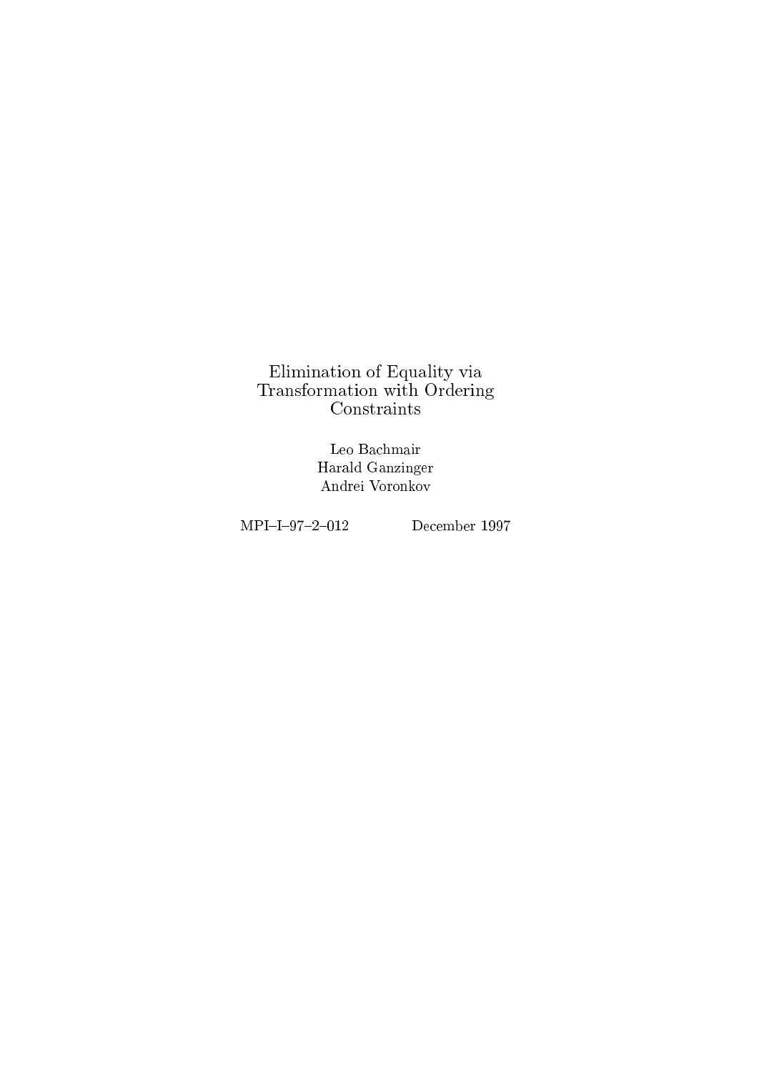# Elimination of Equality via Transformation with Ordering Constraints

Leo Bachmair
Harald Ganzinger
Andrei Voronkov

MPI–I–97–2–012 December 1997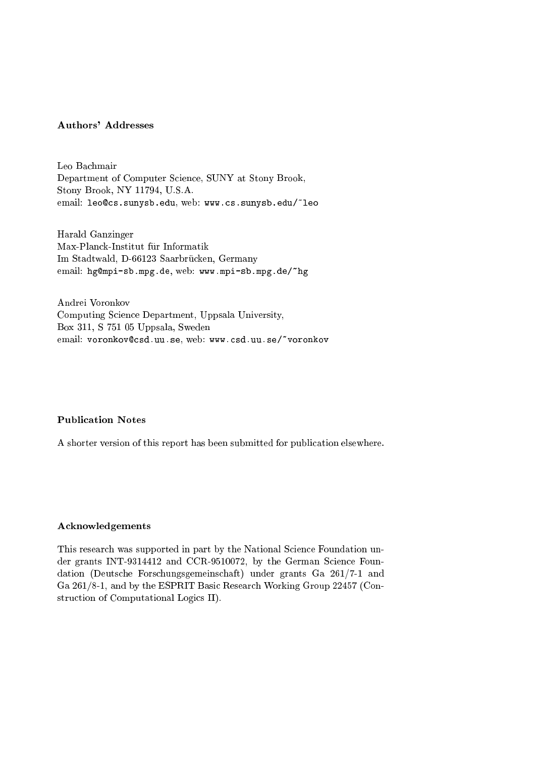### Authors' Addresses

Leo Bachmair
Department of Computer Science, SUNY at Stony Brook,
Stony Brook, NY 11794, U.S.A.
email: `leo@cs.sunysb.edu`, web: `www.cs.sunysb.edu/~leo`

Harald Ganzinger
Max-Planck-Institut für Informatik
Im Stadtwald, D-66123 Saarbrücken, Germany
email: `hg@mpi-sb.mpg.de`, web: `www.mpi-sb.mpg.de/~hg`

Andrei Voronkov
Computing Science Department, Uppsala University,
Box 311, S 751 05 Uppsala, Sweden
email: `voronkov@csd.uu.se`, web: `www.csd.uu.se/~voronkov`

### Publication Notes

A shorter version of this report has been submitted for publication elsewhere.

### Acknowledgements

This research was supported in part by the National Science Foundation under grants INT-9314412 and CCR-9510072, by the German Science Foundation (Deutsche Forschungsgemeinschaft) under grants Ga 261/7-1 and Ga 261/8-1, and by the ESPRIT Basic Research Working Group 22457 (Construction of Computational Logics II).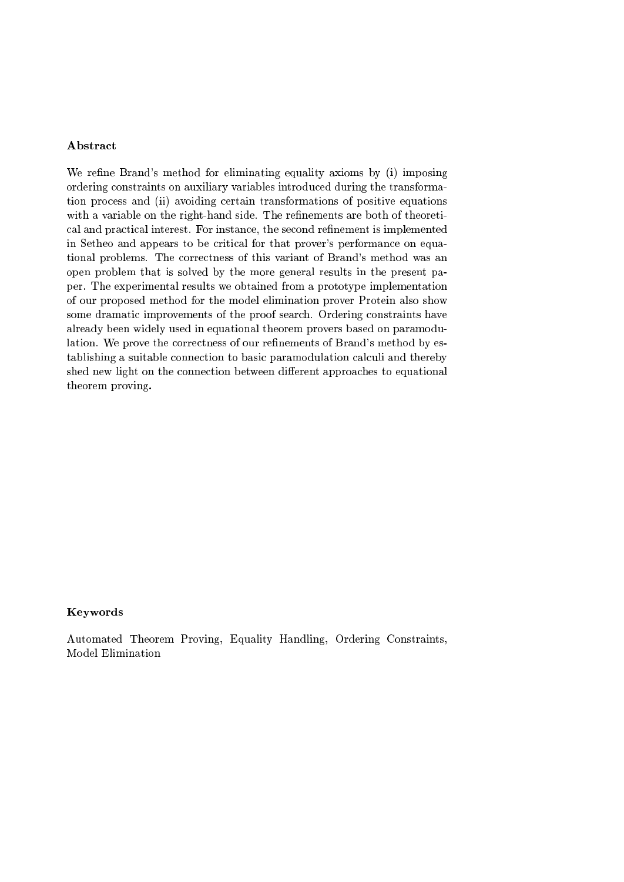## Abstract

We refine Brand's method for eliminating equality axioms by (i) imposing ordering constraints on auxiliary variables introduced during the transformation process and (ii) avoiding certain transformations of positive equations with a variable on the right-hand side. The refinements are both of theoretical and practical interest. For instance, the second refinement is implemented in Setheo and appears to be critical for that prover's performance on equational problems. The correctness of this variant of Brand's method was an open problem that is solved by the more general results in the present paper. The experimental results we obtained from a prototype implementation of our proposed method for the model elimination prover Protein also show some dramatic improvements of the proof search. Ordering constraints have already been widely used in equational theorem provers based on paramodulation. We prove the correctness of our refinements of Brand's method by establishing a suitable connection to basic paramodulation calculi and thereby shed new light on the connection between different approaches to equational theorem proving.

## Keywords

Automated Theorem Proving, Equality Handling, Ordering Constraints, Model Elimination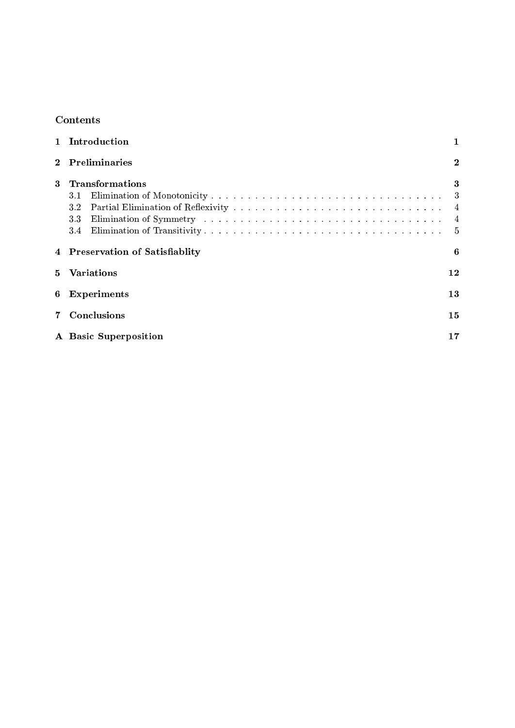## Contents

1 Introduction 1

2 Preliminaries 2

3 Transformations 3

- 3.1 Elimination of Monotonicity . . . . . . . . . . . . . . . . . . . . . . . . . . . . . . . . 3
- 3.2 Partial Elimination of Reflexivity . . . . . . . . . . . . . . . . . . . . . . . . . . . . . 4
- 3.3 Elimination of Symmetry . . . . . . . . . . . . . . . . . . . . . . . . . . . . . . . . . 4
- 3.4 Elimination of Transitivity . . . . . . . . . . . . . . . . . . . . . . . . . . . . . . . . . 5

4 Preservation of Satisfiablity 6

5 Variations 12

6 Experiments 13

7 Conclusions 15

A Basic Superposition 17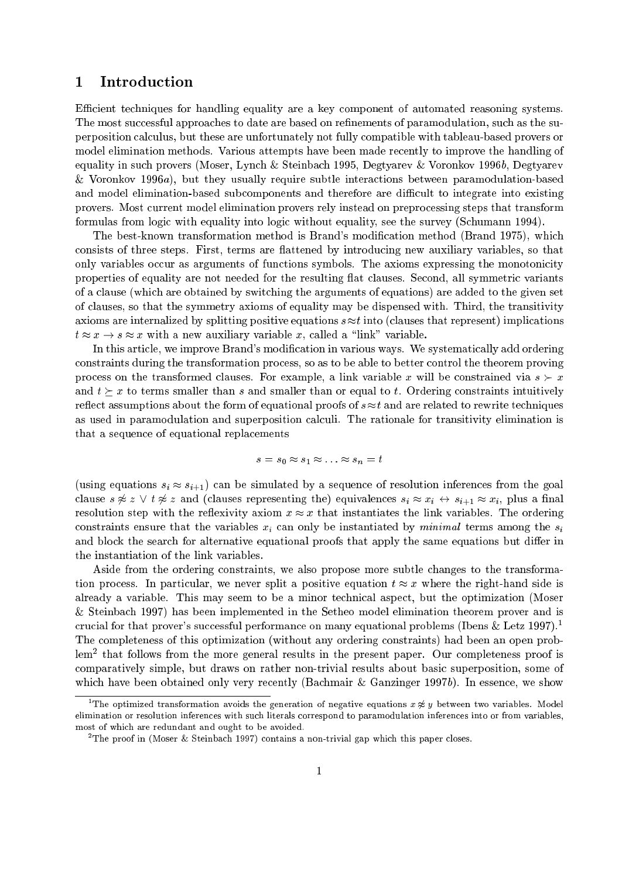# 1 Introduction

Efficient techniques for handling equality are a key component of automated reasoning systems. The most successful approaches to date are based on refinements of paramodulation, such as the superposition calculus, but these are unfortunately not fully compatible with tableau-based provers or model elimination methods. Various attempts have been made recently to improve the handling of equality in such provers (Moser, Lynch & Steinbach 1995, Degtyarev & Voronkov 1996*b*, Degtyarev & Voronkov 1996*a*), but they usually require subtle interactions between paramodulation-based and model elimination-based subcomponents and therefore are difficult to integrate into existing provers. Most current model elimination provers rely instead on preprocessing steps that transform formulas from logic with equality into logic without equality, see the survey (Schumann 1994).

The best-known transformation method is Brand's modification method (Brand 1975), which consists of three steps. First, terms are flattened by introducing new auxiliary variables, so that only variables occur as arguments of functions symbols. The axioms expressing the monotonicity properties of equality are not needed for the resulting flat clauses. Second, all symmetric variants of a clause (which are obtained by switching the arguments of equations) are added to the given set of clauses, so that the symmetry axioms of equality may be dispensed with. Third, the transitivity axioms are internalized by splitting positive equations $s \approx t$ into (clauses that represent) implications $t \approx x \rightarrow s \approx x$ with a new auxiliary variable $x$, called a "link" variable.

In this article, we improve Brand's modification in various ways. We systematically add ordering constraints during the transformation process, so as to be able to better control the theorem proving process on the transformed clauses. For example, a link variable $x$ will be constrained via $s \succ x$ and $t \succeq x$ to terms smaller than $s$ and smaller than or equal to $t$. Ordering constraints intuitively reflect assumptions about the form of equational proofs of $s \approx t$ and are related to rewrite techniques as used in paramodulation and superposition calculi. The rationale for transitivity elimination is that a sequence of equational replacements

$$s = s_0 \approx s_1 \approx \ldots \approx s_n = t$$

(using equations $s_i \approx s_{i+1}$) can be simulated by a sequence of resolution inferences from the goal clause $s \not\approx z \vee t \not\approx z$ and (clauses representing the) equivalences $s_i \approx x_i \leftrightarrow s_{i+1} \approx x_i$, plus a final resolution step with the reflexivity axiom $x \approx x$ that instantiates the link variables. The ordering constraints ensure that the variables $x_i$ can only be instantiated by *minimal* terms among the $s_i$ and block the search for alternative equational proofs that apply the same equations but differ in the instantiation of the link variables.

Aside from the ordering constraints, we also propose more subtle changes to the transformation process. In particular, we never split a positive equation $t \approx x$ where the right-hand side is already a variable. This may seem to be a minor technical aspect, but the optimization (Moser & Steinbach 1997) has been implemented in the Setheo model elimination theorem prover and is crucial for that prover's successful performance on many equational problems (Ibens & Letz 1997).[1] The completeness of this optimization (without any ordering constraints) had been an open problem[2] that follows from the more general results in the present paper. Our completeness proof is comparatively simple, but draws on rather non-trivial results about basic superposition, some of which have been obtained only very recently (Bachmair & Ganzinger 1997*b*). In essence, we show

[1] The optimized transformation avoids the generation of negative equations $x \not\approx y$ between two variables. Model elimination or resolution inferences with such literals correspond to paramodulation inferences into or from variables, most of which are redundant and ought to be avoided.

[2] The proof in (Moser & Steinbach 1997) contains a non-trivial gap which this paper closes.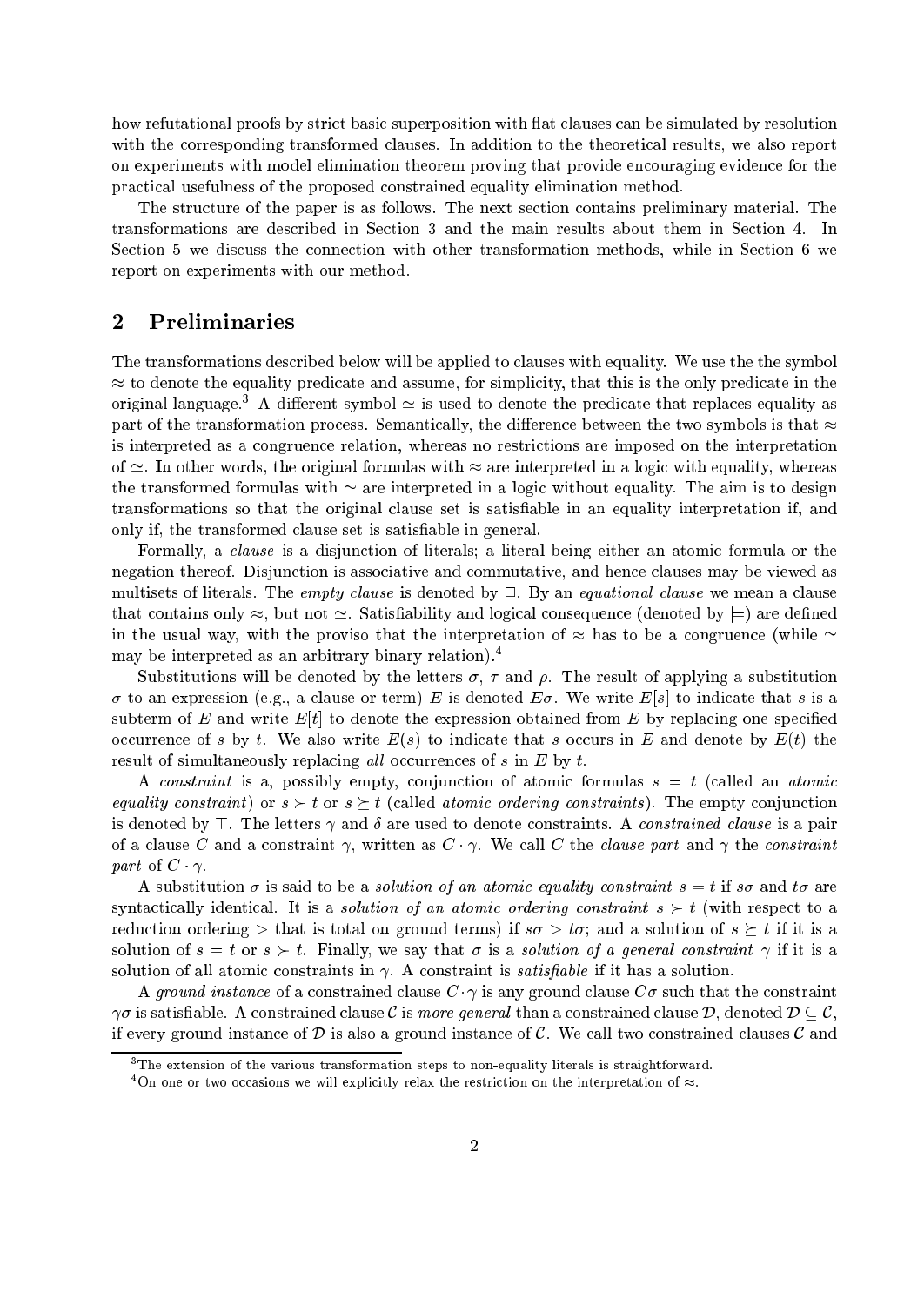how refutational proofs by strict basic superposition with flat clauses can be simulated by resolution with the corresponding transformed clauses. In addition to the theoretical results, we also report on experiments with model elimination theorem proving that provide encouraging evidence for the practical usefulness of the proposed constrained equality elimination method.

The structure of the paper is as follows. The next section contains preliminary material. The transformations are described in Section 3 and the main results about them in Section 4. In Section 5 we discuss the connection with other transformation methods, while in Section 6 we report on experiments with our method.

## 2 Preliminaries

The transformations described below will be applied to clauses with equality. We use the the symbol $\approx$ to denote the equality predicate and assume, for simplicity, that this is the only predicate in the original language.[3] A different symbol $\simeq$ is used to denote the predicate that replaces equality as part of the transformation process. Semantically, the difference between the two symbols is that $\approx$ is interpreted as a congruence relation, whereas no restrictions are imposed on the interpretation of $\simeq$. In other words, the original formulas with $\approx$ are interpreted in a logic with equality, whereas the transformed formulas with $\simeq$ are interpreted in a logic without equality. The aim is to design transformations so that the original clause set is satisfiable in an equality interpretation if, and only if, the transformed clause set is satisfiable in general.

Formally, a *clause* is a disjunction of literals; a literal being either an atomic formula or the negation thereof. Disjunction is associative and commutative, and hence clauses may be viewed as multisets of literals. The *empty clause* is denoted by $\Box$. By an *equational clause* we mean a clause that contains only $\approx$, but not $\simeq$. Satisfiability and logical consequence (denoted by $\models$) are defined in the usual way, with the proviso that the interpretation of $\approx$ has to be a congruence (while $\simeq$ may be interpreted as an arbitrary binary relation).[4]

Substitutions will be denoted by the letters $\sigma$, $\tau$ and $\rho$. The result of applying a substitution $\sigma$ to an expression (e.g., a clause or term) $E$ is denoted $E\sigma$. We write $E[s]$ to indicate that $s$ is a subterm of $E$ and write $E[t]$ to denote the expression obtained from $E$ by replacing one specified occurrence of $s$ by $t$. We also write $E(s)$ to indicate that $s$ occurs in $E$ and denote by $E(t)$ the result of simultaneously replacing *all* occurrences of $s$ in $E$ by $t$.

A *constraint* is a, possibly empty, conjunction of atomic formulas $s = t$ (called an *atomic equality constraint*) or $s \succ t$ or $s \succeq t$ (called *atomic ordering constraints*). The empty conjunction is denoted by $\top$. The letters $\gamma$ and $\delta$ are used to denote constraints. A *constrained clause* is a pair of a clause $C$ and a constraint $\gamma$, written as $C \cdot \gamma$. We call $C$ the *clause part* and $\gamma$ the *constraint part* of $C \cdot \gamma$.

A substitution $\sigma$ is said to be a *solution of an atomic equality constraint* $s = t$ if $s\sigma$ and $t\sigma$ are syntactically identical. It is a *solution of an atomic ordering constraint* $s \succ t$ (with respect to a reduction ordering $>$ that is total on ground terms) if $s\sigma > t\sigma$; and a solution of $s \succeq t$ if it is a solution of $s = t$ or $s \succ t$. Finally, we say that $\sigma$ is a *solution of a general constraint* $\gamma$ if it is a solution of all atomic constraints in $\gamma$. A constraint is *satisfiable* if it has a solution.

A *ground instance* of a constrained clause $C \cdot \gamma$ is any ground clause $C\sigma$ such that the constraint $\gamma\sigma$ is satisfiable. A constrained clause $\mathcal{C}$ is *more general* than a constrained clause $\mathcal{D}$, denoted $\mathcal{D} \sqsubseteq \mathcal{C}$, if every ground instance of $\mathcal{D}$ is also a ground instance of $\mathcal{C}$. We call two constrained clauses $\mathcal{C}$ and

[3] The extension of the various transformation steps to non-equality literals is straightforward.

[4] On one or two occasions we will explicitly relax the restriction on the interpretation of $\approx$.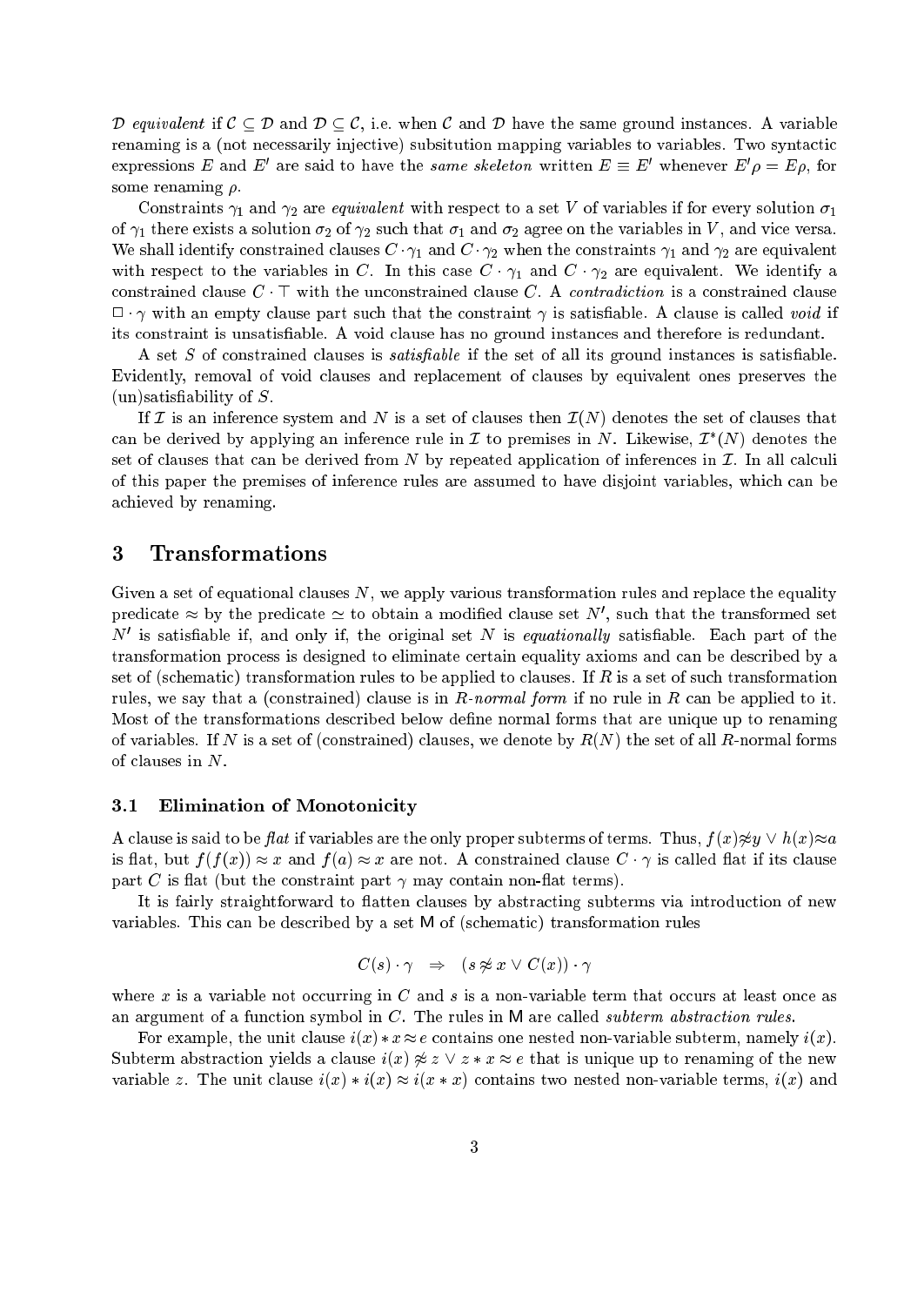$\mathcal{D}$ *equivalent* if $\mathcal{C} \subseteq \mathcal{D}$ and $\mathcal{D} \subseteq \mathcal{C}$, i.e. when $\mathcal{C}$ and $\mathcal{D}$ have the same ground instances. A variable renaming is a (not necessarily injective) subsitution mapping variables to variables. Two syntactic expressions $E$ and $E'$ are said to have the *same skeleton* written $E \equiv E'$ whenever $E'\rho = E\rho$, for some renaming $\rho$.

Constraints $\gamma_1$ and $\gamma_2$ are *equivalent* with respect to a set $V$ of variables if for every solution $\sigma_1$ of $\gamma_1$ there exists a solution $\sigma_2$ of $\gamma_2$ such that $\sigma_1$ and $\sigma_2$ agree on the variables in $V$, and vice versa. We shall identify constrained clauses $C \cdot \gamma_1$ and $C \cdot \gamma_2$ when the constraints $\gamma_1$ and $\gamma_2$ are equivalent with respect to the variables in $C$. In this case $C \cdot \gamma_1$ and $C \cdot \gamma_2$ are equivalent. We identify a constrained clause $C \cdot \top$ with the unconstrained clause $C$. A *contradiction* is a constrained clause $\square \cdot \gamma$ with an empty clause part such that the constraint $\gamma$ is satisfiable. A clause is called *void* if its constraint is unsatisfiable. A void clause has no ground instances and therefore is redundant.

A set $S$ of constrained clauses is *satisfiable* if the set of all its ground instances is satisfiable. Evidently, removal of void clauses and replacement of clauses by equivalent ones preserves the (un)satisfiability of $S$.

If $\mathcal{I}$ is an inference system and $N$ is a set of clauses then $\mathcal{I}(N)$ denotes the set of clauses that can be derived by applying an inference rule in $\mathcal{I}$ to premises in $N$. Likewise, $\mathcal{I}^*(N)$ denotes the set of clauses that can be derived from $N$ by repeated application of inferences in $\mathcal{I}$. In all calculi of this paper the premises of inference rules are assumed to have disjoint variables, which can be achieved by renaming.

## 3 Transformations

Given a set of equational clauses $N$, we apply various transformation rules and replace the equality predicate $\approx$ by the predicate $\simeq$ to obtain a modified clause set $N'$, such that the transformed set $N'$ is satisfiable if, and only if, the original set $N$ is *equationally* satisfiable. Each part of the transformation process is designed to eliminate certain equality axioms and can be described by a set of (schematic) transformation rules to be applied to clauses. If $R$ is a set of such transformation rules, we say that a (constrained) clause is in $R$*-normal form* if no rule in $R$ can be applied to it. Most of the transformations described below define normal forms that are unique up to renaming of variables. If $N$ is a set of (constrained) clauses, we denote by $R(N)$ the set of all $R$-normal forms of clauses in $N$.

### 3.1 Elimination of Monotonicity

A clause is said to be *flat* if variables are the only proper subterms of terms. Thus, $f(x) \not\approx y \vee h(x) \approx a$ is flat, but $f(f(x)) \approx x$ and $f(a) \approx x$ are not. A constrained clause $C \cdot \gamma$ is called flat if its clause part $C$ is flat (but the constraint part $\gamma$ may contain non-flat terms).

It is fairly straightforward to flatten clauses by abstracting subterms via introduction of new variables. This can be described by a set $\mathsf{M}$ of (schematic) transformation rules

$$C(s) \cdot \gamma \quad \Rightarrow \quad (s \not\approx x \vee C(x)) \cdot \gamma$$

where $x$ is a variable not occurring in $C$ and $s$ is a non-variable term that occurs at least once as an argument of a function symbol in $C$. The rules in $\mathsf{M}$ are called *subterm abstraction rules.*

For example, the unit clause $i(x) * x \approx e$ contains one nested non-variable subterm, namely $i(x)$. Subterm abstraction yields a clause $i(x) \not\approx z \vee z * x \approx e$ that is unique up to renaming of the new variable $z$. The unit clause $i(x) * i(x) \approx i(x * x)$ contains two nested non-variable terms, $i(x)$ and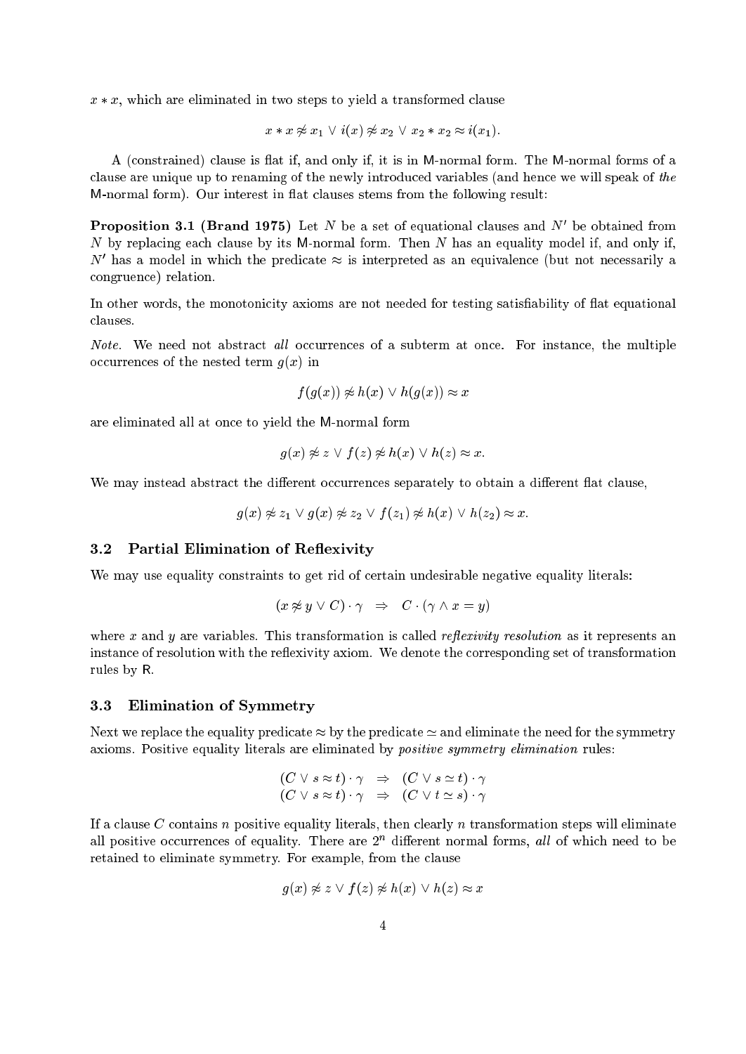$x * x$, which are eliminated in two steps to yield a transformed clause

$$x * x \not\approx x_1 \vee i(x) \not\approx x_2 \vee x_2 * x_2 \approx i(x_1).$$

A (constrained) clause is flat if, and only if, it is in M-normal form. The M-normal forms of a clause are unique up to renaming of the newly introduced variables (and hence we will speak of *the* M-normal form). Our interest in flat clauses stems from the following result:

**Proposition 3.1 (Brand 1975)** Let $N$ be a set of equational clauses and $N'$ be obtained from $N$ by replacing each clause by its M-normal form. Then $N$ has an equality model if, and only if, $N'$ has a model in which the predicate $\approx$ is interpreted as an equivalence (but not necessarily a congruence) relation.

In other words, the monotonicity axioms are not needed for testing satisfiability of flat equational clauses.

*Note.* We need not abstract *all* occurrences of a subterm at once. For instance, the multiple occurrences of the nested term $g(x)$ in

$$f(g(x)) \not\approx h(x) \vee h(g(x)) \approx x$$

are eliminated all at once to yield the M-normal form

$$g(x) \not\approx z \vee f(z) \not\approx h(x) \vee h(z) \approx x.$$

We may instead abstract the different occurrences separately to obtain a different flat clause,

$$g(x) \not\approx z_1 \vee g(x) \not\approx z_2 \vee f(z_1) \not\approx h(x) \vee h(z_2) \approx x.$$

### 3.2 Partial Elimination of Reflexivity

We may use equality constraints to get rid of certain undesirable negative equality literals:

$$(x \not\approx y \vee C) \cdot \gamma \quad \Rightarrow \quad C \cdot (\gamma \wedge x = y)$$

where $x$ and $y$ are variables. This transformation is called *reflexivity resolution* as it represents an instance of resolution with the reflexivity axiom. We denote the corresponding set of transformation rules by R.

### 3.3 Elimination of Symmetry

Next we replace the equality predicate $\approx$ by the predicate $\simeq$ and eliminate the need for the symmetry axioms. Positive equality literals are eliminated by *positive symmetry elimination* rules:

$$\begin{array}{lcl} (C \vee s \approx t) \cdot \gamma & \Rightarrow & (C \vee s \simeq t) \cdot \gamma \\ (C \vee s \approx t) \cdot \gamma & \Rightarrow & (C \vee t \simeq s) \cdot \gamma \end{array}$$

If a clause $C$ contains $n$ positive equality literals, then clearly $n$ transformation steps will eliminate all positive occurrences of equality. There are $2^n$ different normal forms, *all* of which need to be retained to eliminate symmetry. For example, from the clause

$$g(x) \not\approx z \vee f(z) \not\approx h(x) \vee h(z) \approx x$$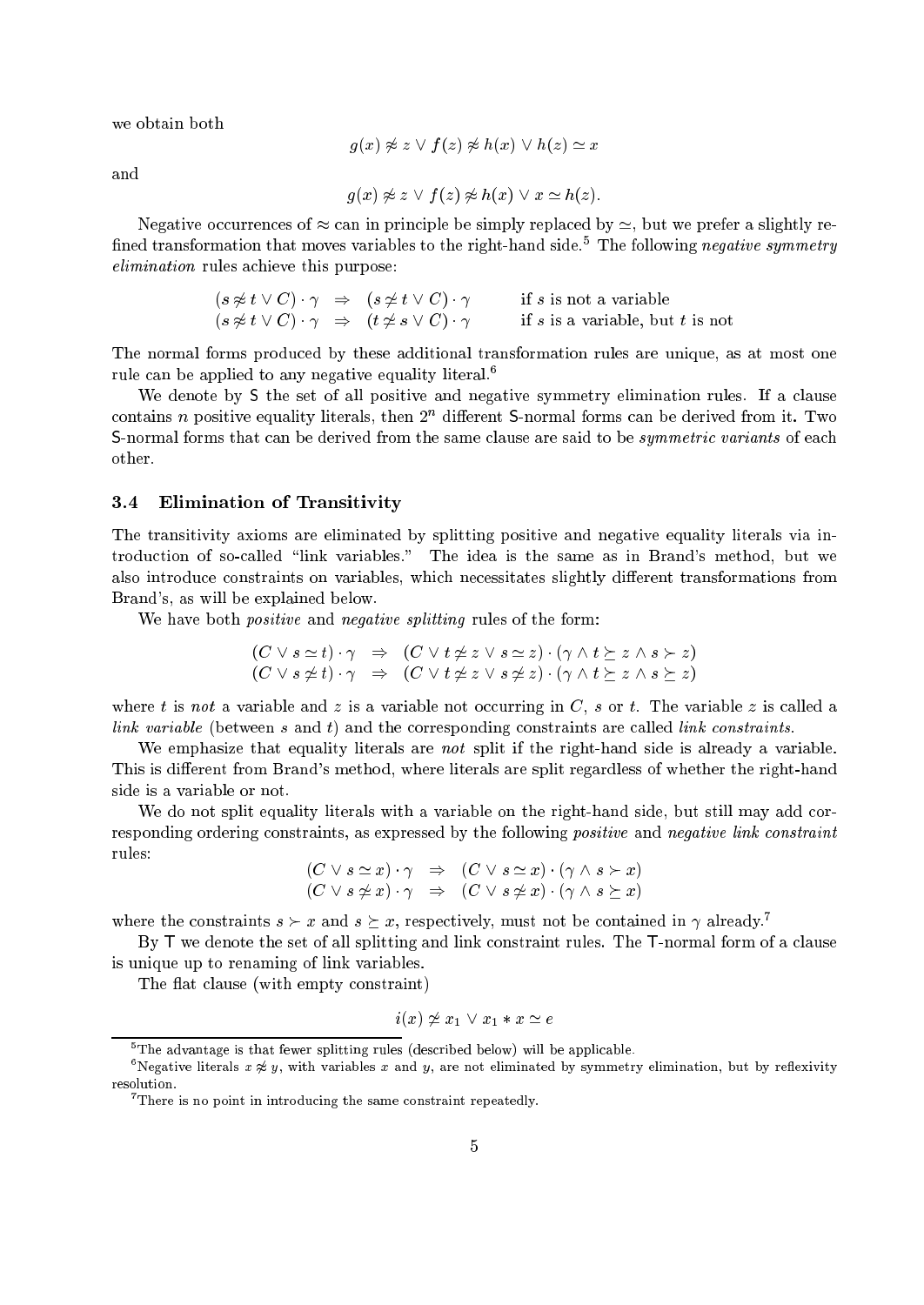we obtain both

$$g(x) \not\approx z \vee f(z) \not\approx h(x) \vee h(z) \simeq x$$

and

$$g(x) \not\approx z \vee f(z) \not\approx h(x) \vee x \simeq h(z).$$

Negative occurrences of $\approx$ can in principle be simply replaced by $\simeq$, but we prefer a slightly refined transformation that moves variables to the right-hand side.[5] The following *negative symmetry elimination* rules achieve this purpose:

$$\begin{array}{lcll} (s \not\approx t \vee C) \cdot \gamma & \Rightarrow & (s \not\simeq t \vee C) \cdot \gamma & \text{if } s \text{ is not a variable} \\ (s \not\approx t \vee C) \cdot \gamma & \Rightarrow & (t \not\simeq s \vee C) \cdot \gamma & \text{if } s \text{ is a variable, but } t \text{ is not} \end{array}$$

The normal forms produced by these additional transformation rules are unique, as at most one rule can be applied to any negative equality literal.[6]

We denote by S the set of all positive and negative symmetry elimination rules. If a clause contains $n$ positive equality literals, then $2^n$ different S-normal forms can be derived from it. Two S-normal forms that can be derived from the same clause are said to be *symmetric variants* of each other.

### 3.4 Elimination of Transitivity

The transitivity axioms are eliminated by splitting positive and negative equality literals via introduction of so-called "link variables." The idea is the same as in Brand's method, but we also introduce constraints on variables, which necessitates slightly different transformations from Brand's, as will be explained below.

We have both *positive* and *negative splitting* rules of the form:

$$\begin{array}{lcl} (C \vee s \simeq t) \cdot \gamma & \Rightarrow & (C \vee t \not\simeq z \vee s \simeq z) \cdot (\gamma \wedge t \succeq z \wedge s \succ z) \\ (C \vee s \not\simeq t) \cdot \gamma & \Rightarrow & (C \vee t \not\simeq z \vee s \not\simeq z) \cdot (\gamma \wedge t \succeq z \wedge s \succeq z) \end{array}$$

where $t$ is *not* a variable and $z$ is a variable not occurring in $C$, $s$ or $t$. The variable $z$ is called a *link variable* (between $s$ and $t$) and the corresponding constraints are called *link constraints*.

We emphasize that equality literals are *not* split if the right-hand side is already a variable. This is different from Brand's method, where literals are split regardless of whether the right-hand side is a variable or not.

We do not split equality literals with a variable on the right-hand side, but still may add corresponding ordering constraints, as expressed by the following *positive* and *negative link constraint* rules:

$$\begin{array}{lcl} (C \vee s \simeq x) \cdot \gamma & \Rightarrow & (C \vee s \simeq x) \cdot (\gamma \wedge s \succ x) \\ (C \vee s \not\simeq x) \cdot \gamma & \Rightarrow & (C \vee s \not\simeq x) \cdot (\gamma \wedge s \succeq x) \end{array}$$

where the constraints $s \succ x$ and $s \succeq x$, respectively, must not be contained in $\gamma$ already.[7]

By T we denote the set of all splitting and link constraint rules. The T-normal form of a clause is unique up to renaming of link variables.

The flat clause (with empty constraint)

$$i(x) \not\simeq x_1 \vee x_1 * x \simeq e$$

---

[5] The advantage is that fewer splitting rules (described below) will be applicable.

[6] Negative literals $x \not\approx y$, with variables $x$ and $y$, are not eliminated by symmetry elimination, but by reflexivity resolution.

[7] There is no point in introducing the same constraint repeatedly.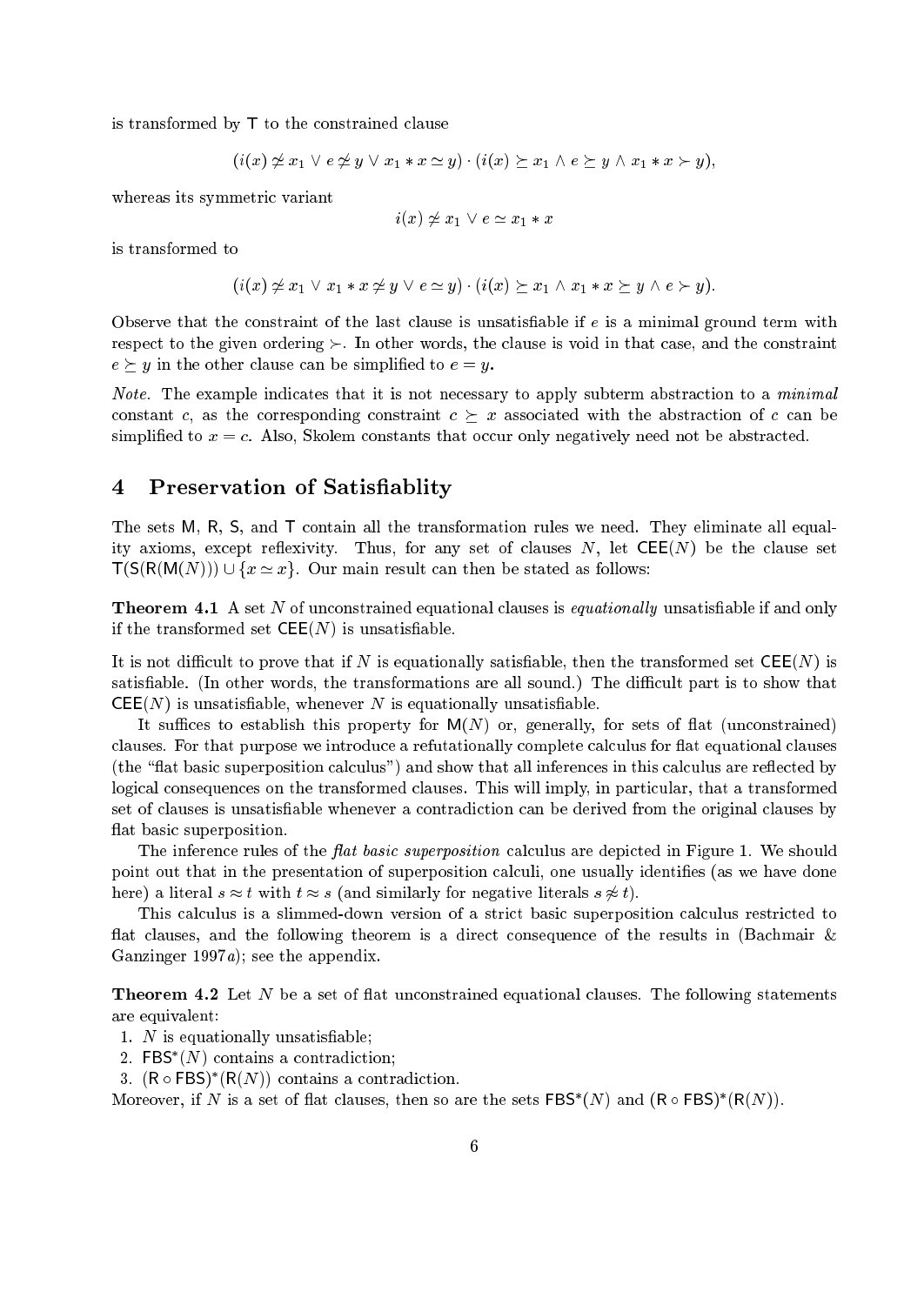is transformed by $\mathsf{T}$ to the constrained clause

$$(i(x) \not\simeq x_1 \lor e \not\simeq y \lor x_1 * x \simeq y) \cdot (i(x) \succeq x_1 \land e \succeq y \land x_1 * x \succ y),$$

whereas its symmetric variant

$$i(x) \not\simeq x_1 \lor e \simeq x_1 * x$$

is transformed to

$$(i(x) \not\simeq x_1 \lor x_1 * x \not\simeq y \lor e \simeq y) \cdot (i(x) \succeq x_1 \land x_1 * x \succeq y \land e \succ y).$$

Observe that the constraint of the last clause is unsatisfiable if $e$ is a minimal ground term with respect to the given ordering $\succ$. In other words, the clause is void in that case, and the constraint $e \succeq y$ in the other clause can be simplified to $e = y$.

*Note.* The example indicates that it is not necessary to apply subterm abstraction to a *minimal* constant $c$, as the corresponding constraint $c \succeq x$ associated with the abstraction of $c$ can be simplified to $x = c$. Also, Skolem constants that occur only negatively need not be abstracted.

## 4 Preservation of Satisfiablity

The sets $\mathsf{M}$, $\mathsf{R}$, $\mathsf{S}$, and $\mathsf{T}$ contain all the transformation rules we need. They eliminate all equality axioms, except reflexivity. Thus, for any set of clauses $N$, let $\mathsf{CEE}(N)$ be the clause set $\mathsf{T}(\mathsf{S}(\mathsf{R}(\mathsf{M}(N))) \cup \{x \simeq x\}$. Our main result can then be stated as follows:

**Theorem 4.1** A set $N$ of unconstrained equational clauses is *equationally* unsatisfiable if and only if the transformed set $\mathsf{CEE}(N)$ is unsatisfiable.

It is not difficult to prove that if $N$ is equationally satisfiable, then the transformed set $\mathsf{CEE}(N)$ is satisfiable. (In other words, the transformations are all sound.) The difficult part is to show that $\mathsf{CEE}(N)$ is unsatisfiable, whenever $N$ is equationally unsatisfiable.

It suffices to establish this property for $\mathsf{M}(N)$ or, generally, for sets of flat (unconstrained) clauses. For that purpose we introduce a refutationally complete calculus for flat equational clauses (the "flat basic superposition calculus") and show that all inferences in this calculus are reflected by logical consequences on the transformed clauses. This will imply, in particular, that a transformed set of clauses is unsatisfiable whenever a contradiction can be derived from the original clauses by flat basic superposition.

The inference rules of the *flat basic superposition* calculus are depicted in Figure 1. We should point out that in the presentation of superposition calculi, one usually identifies (as we have done here) a literal $s \approx t$ with $t \approx s$ (and similarly for negative literals $s \not\approx t$).

This calculus is a slimmed-down version of a strict basic superposition calculus restricted to flat clauses, and the following theorem is a direct consequence of the results in (Bachmair & Ganzinger 1997*a*); see the appendix.

**Theorem 4.2** Let $N$ be a set of flat unconstrained equational clauses. The following statements are equivalent:

1. $N$ is equationally unsatisfiable;
2. $\mathsf{FBS}^*(N)$ contains a contradiction;
3. $(\mathsf{R} \circ \mathsf{FBS})^*(\mathsf{R}(N))$ contains a contradiction.

Moreover, if $N$ is a set of flat clauses, then so are the sets $\mathsf{FBS}^*(N)$ and $(\mathsf{R} \circ \mathsf{FBS})^*(\mathsf{R}(N))$.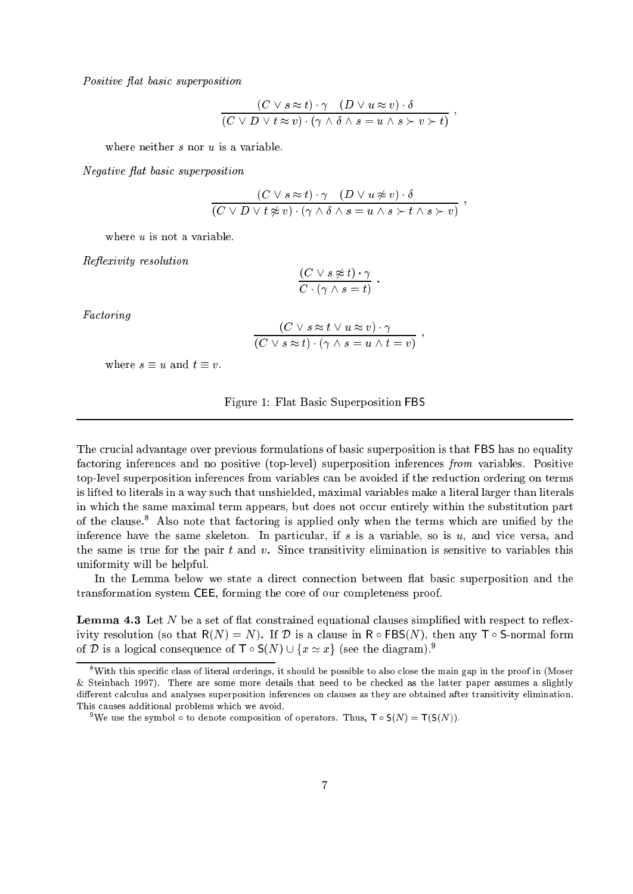*Positive flat basic superposition*

$$\frac{(C \vee s \approx t) \cdot \gamma \quad (D \vee u \approx v) \cdot \delta}{(C \vee D \vee t \approx v) \cdot (\gamma \wedge \delta \wedge s = u \wedge s \succ v \succ t)},$$

where neither $s$ nor $u$ is a variable.

*Negative flat basic superposition*

$$\frac{(C \vee s \approx t) \cdot \gamma \quad (D \vee u \not\approx v) \cdot \delta}{(C \vee D \vee t \not\approx v) \cdot (\gamma \wedge \delta \wedge s = u \wedge s \succ t \wedge s \succ v)},$$

where $u$ is not a variable.

*Reflexivity resolution*

$$\frac{(C \vee s \not\approx t) \cdot \gamma}{C \cdot (\gamma \wedge s = t)}.$$

*Factoring*

$$\frac{(C \vee s \approx t \vee u \approx v) \cdot \gamma}{(C \vee s \approx t) \cdot (\gamma \wedge s = u \wedge t = v)},$$

where $s \equiv u$ and $t \equiv v$.

Figure 1: Flat Basic Superposition FBS

---

The crucial advantage over previous formulations of basic superposition is that FBS has no equality factoring inferences and no positive (top-level) superposition inferences *from* variables. Positive top-level superposition inferences from variables can be avoided if the reduction ordering on terms is lifted to literals in a way such that unshielded, maximal variables make a literal larger than literals in which the same maximal term appears, but does not occur entirely within the substitution part of the clause.[8] Also note that factoring is applied only when the terms which are unified by the inference have the same skeleton. In particular, if $s$ is a variable, so is $u$, and vice versa, and the same is true for the pair $t$ and $v$. Since transitivity elimination is sensitive to variables this uniformity will be helpful.

In the Lemma below we state a direct connection between flat basic superposition and the transformation system CEE, forming the core of our completeness proof.

**Lemma 4.3** Let $N$ be a set of flat constrained equational clauses simplified with respect to reflexivity resolution (so that $\mathsf{R}(N) = N$). If $\mathcal{D}$ is a clause in $\mathsf{R} \circ \mathsf{FBS}(N)$, then any $\mathsf{T} \circ \mathsf{S}$-normal form of $\mathcal{D}$ is a logical consequence of $\mathsf{T} \circ \mathsf{S}(N) \cup \{x \simeq x\}$ (see the diagram).[9]

---

[8] With this specific class of literal orderings, it should be possible to also close the main gap in the proof in (Moser & Steinbach 1997). There are some more details that need to be checked as the latter paper assumes a slightly different calculus and analyses superposition inferences on clauses as they are obtained after transitivity elimination. This causes additional problems which we avoid.

[9] We use the symbol $\circ$ to denote composition of operators. Thus, $\mathsf{T} \circ \mathsf{S}(N) = \mathsf{T}(\mathsf{S}(N))$.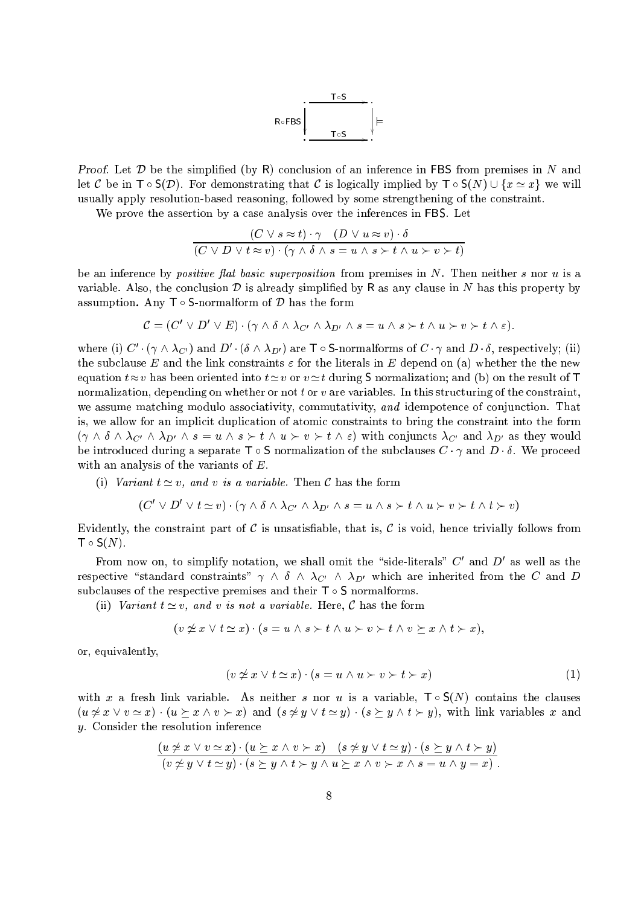$$\begin{array}{ccc} \cdot & \xrightarrow{\mathsf{T}\circ\mathsf{S}} & \cdot \\ {\scriptstyle \mathsf{R}\circ\mathsf{FBS}}\big\downarrow & & \big\downarrow{\scriptstyle \models} \\ \cdot & \xrightarrow{\mathsf{T}\circ\mathsf{S}} & \cdot \end{array}$$

*Proof.* Let $\mathcal{D}$ be the simplified (by $\mathsf{R}$) conclusion of an inference in $\mathsf{FBS}$ from premises in $N$ and let $\mathcal{C}$ be in $\mathsf{T}\circ\mathsf{S}(\mathcal{D})$. For demonstrating that $\mathcal{C}$ is logically implied by $\mathsf{T}\circ\mathsf{S}(N)\cup\{x\simeq x\}$ we will usually apply resolution-based reasoning, followed by some strengthening of the constraint.

We prove the assertion by a case analysis over the inferences in $\mathsf{FBS}$. Let

$$\frac{(C\vee s\approx t)\cdot\gamma \quad (D\vee u\approx v)\cdot\delta}{(C\vee D\vee t\approx v)\cdot(\gamma\wedge\delta\wedge s=u\wedge s\succ t\wedge u\succ v\succ t)}$$

be an inference by *positive flat basic superposition* from premises in $N$. Then neither $s$ nor $u$ is a variable. Also, the conclusion $\mathcal{D}$ is already simplified by $\mathsf{R}$ as any clause in $N$ has this property by assumption. Any $\mathsf{T}\circ\mathsf{S}$-normalform of $\mathcal{D}$ has the form

$$\mathcal{C}=(C'\vee D'\vee E)\cdot(\gamma\wedge\delta\wedge\lambda_{C'}\wedge\lambda_{D'}\wedge s=u\wedge s\succ t\wedge u\succ v\succ t\wedge\varepsilon).$$

where (i) $C'\cdot(\gamma\wedge\lambda_{C'})$ and $D'\cdot(\delta\wedge\lambda_{D'})$ are $\mathsf{T}\circ\mathsf{S}$-normalforms of $C\cdot\gamma$ and $D\cdot\delta$, respectively; (ii) the subclause $E$ and the link constraints $\varepsilon$ for the literals in $E$ depend on (a) whether the the new equation $t\approx v$ has been oriented into $t\simeq v$ or $v\simeq t$ during $\mathsf{S}$ normalization; and (b) on the result of $\mathsf{T}$ normalization, depending on whether or not $t$ or $v$ are variables. In this structuring of the constraint, we assume matching modulo associativity, commutativity, *and* idempotence of conjunction. That is, we allow for an implicit duplication of atomic constraints to bring the constraint into the form $(\gamma\wedge\delta\wedge\lambda_{C'}\wedge\lambda_{D'}\wedge s=u\wedge s\succ t\wedge u\succ v\succ t\wedge\varepsilon)$ with conjuncts $\lambda_{C'}$ and $\lambda_{D'}$ as they would be introduced during a separate $\mathsf{T}\circ\mathsf{S}$ normalization of the subclauses $C\cdot\gamma$ and $D\cdot\delta$. We proceed with an analysis of the variants of $E$.

(i) *Variant $t\simeq v$, and $v$ is a variable.* Then $\mathcal{C}$ has the form

$$(C'\vee D'\vee t\simeq v)\cdot(\gamma\wedge\delta\wedge\lambda_{C'}\wedge\lambda_{D'}\wedge s=u\wedge s\succ t\wedge u\succ v\succ t\wedge t\succ v)$$

Evidently, the constraint part of $\mathcal{C}$ is unsatisfiable, that is, $\mathcal{C}$ is void, hence trivially follows from $\mathsf{T}\circ\mathsf{S}(N)$.

From now on, to simplify notation, we shall omit the "side-literals" $C'$ and $D'$ as well as the respective "standard constraints" $\gamma\wedge\delta\wedge\lambda_{C'}\wedge\lambda_{D'}$ which are inherited from the $C$ and $D$ subclauses of the respective premises and their $\mathsf{T}\circ\mathsf{S}$ normalforms.

(ii) *Variant $t\simeq v$, and $v$ is not a variable.* Here, $\mathcal{C}$ has the form

$$(v\not\simeq x\vee t\simeq x)\cdot(s=u\wedge s\succ t\wedge u\succ v\succ t\wedge v\succeq x\wedge t\succ x),$$

or, equivalently,

$$(v\not\simeq x\vee t\simeq x)\cdot(s=u\wedge u\succ v\succ t\succ x) \tag{1}$$

with $x$ a fresh link variable. As neither $s$ nor $u$ is a variable, $\mathsf{T}\circ\mathsf{S}(N)$ contains the clauses $(u\not\simeq x\vee v\simeq x)\cdot(u\succeq x\wedge v\succ x)$ and $(s\not\simeq y\vee t\simeq y)\cdot(s\succeq y\wedge t\succ y)$, with link variables $x$ and $y$. Consider the resolution inference

$$\frac{(u\not\simeq x\vee v\simeq x)\cdot(u\succeq x\wedge v\succ x) \quad (s\not\simeq y\vee t\simeq y)\cdot(s\succeq y\wedge t\succ y)}{(v\not\simeq y\vee t\simeq y)\cdot(s\succeq y\wedge t\succ y\wedge u\succeq x\wedge v\succ x\wedge s=u\wedge y=x)}.$$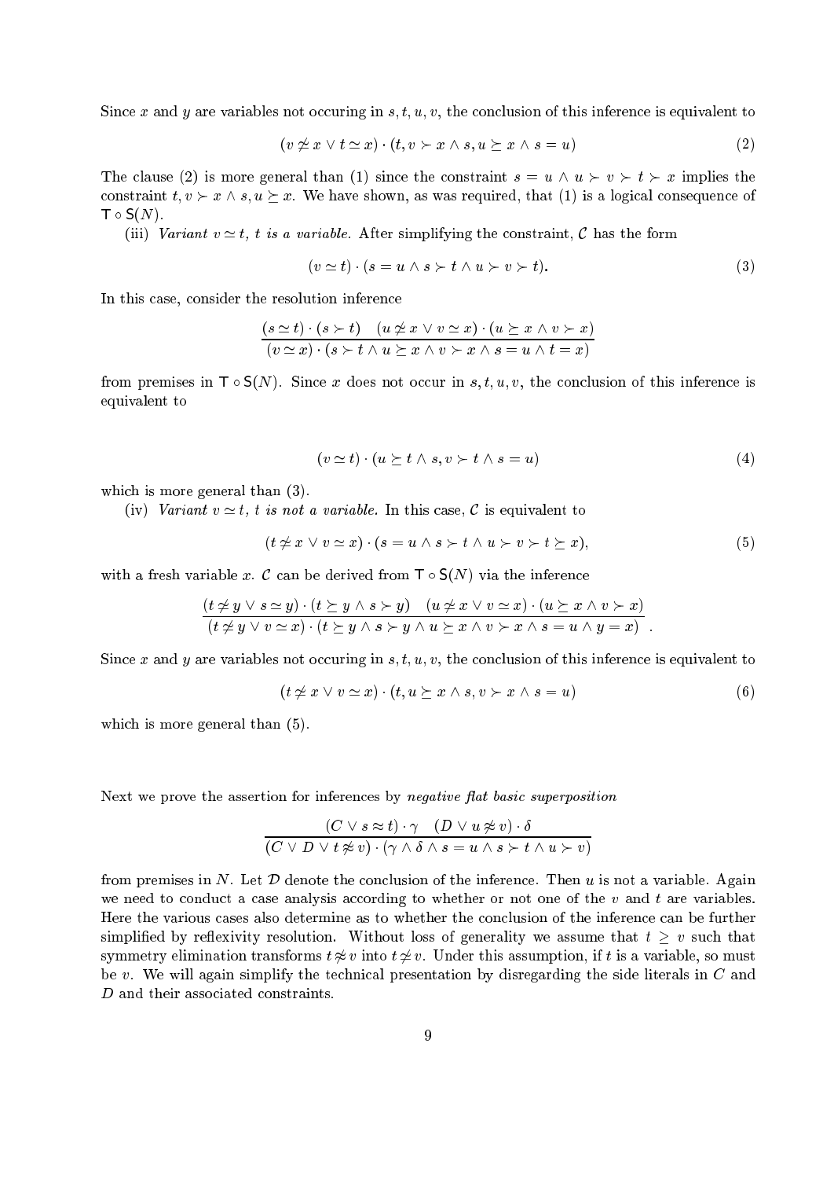Since $x$ and $y$ are variables not occuring in $s, t, u, v$, the conclusion of this inference is equivalent to

$$(v \not\simeq x \vee t \simeq x) \cdot (t, v \succ x \wedge s, u \succeq x \wedge s = u) \tag{2}$$

The clause (2) is more general than (1) since the constraint $s = u \wedge u \succ v \succ t \succ x$ implies the constraint $t, v \succ x \wedge s, u \succeq x$. We have shown, as was required, that (1) is a logical consequence of $\mathsf{T} \circ \mathsf{S}(N)$.

(iii) *Variant $v \simeq t$, $t$ is a variable.* After simplifying the constraint, $\mathcal{C}$ has the form

$$(v \simeq t) \cdot (s = u \wedge s \succ t \wedge u \succ v \succ t). \tag{3}$$

In this case, consider the resolution inference

$$\frac{(s \simeq t) \cdot (s \succ t) \quad (u \not\simeq x \vee v \simeq x) \cdot (u \succeq x \wedge v \succ x)}{(v \simeq x) \cdot (s \succ t \wedge u \succeq x \wedge v \succ x \wedge s = u \wedge t = x)}$$

from premises in $\mathsf{T} \circ \mathsf{S}(N)$. Since $x$ does not occur in $s, t, u, v$, the conclusion of this inference is equivalent to

$$(v \simeq t) \cdot (u \succeq t \wedge s, v \succ t \wedge s = u) \tag{4}$$

which is more general than (3).

(iv) *Variant $v \simeq t$, $t$ is not a variable.* In this case, $\mathcal{C}$ is equivalent to

$$(t \not\simeq x \vee v \simeq x) \cdot (s = u \wedge s \succ t \wedge u \succ v \succ t \succeq x), \tag{5}$$

with a fresh variable $x$. $\mathcal{C}$ can be derived from $\mathsf{T} \circ \mathsf{S}(N)$ via the inference

$$\frac{(t \not\simeq y \vee s \simeq y) \cdot (t \succeq y \wedge s \succ y) \quad (u \not\simeq x \vee v \simeq x) \cdot (u \succeq x \wedge v \succ x)}{(t \not\simeq y \vee v \simeq x) \cdot (t \succeq y \wedge s \succ y \wedge u \succeq x \wedge v \succ x \wedge s = u \wedge y = x)}\ .$$

Since $x$ and $y$ are variables not occuring in $s, t, u, v$, the conclusion of this inference is equivalent to

$$(t \not\simeq x \vee v \simeq x) \cdot (t, u \succeq x \wedge s, v \succ x \wedge s = u) \tag{6}$$

which is more general than (5).

Next we prove the assertion for inferences by *negative flat basic superposition*

$$\frac{(C \vee s \approx t) \cdot \gamma \quad (D \vee u \not\approx v) \cdot \delta}{(C \vee D \vee t \not\approx v) \cdot (\gamma \wedge \delta \wedge s = u \wedge s \succ t \wedge u \succ v)}$$

from premises in $N$. Let $\mathcal{D}$ denote the conclusion of the inference. Then $u$ is not a variable. Again we need to conduct a case analysis according to whether or not one of the $v$ and $t$ are variables. Here the various cases also determine as to whether the conclusion of the inference can be further simplified by reflexivity resolution. Without loss of generality we assume that $t \geq v$ such that symmetry elimination transforms $t \not\approx v$ into $t \not\simeq v$. Under this assumption, if $t$ is a variable, so must be $v$. We will again simplify the technical presentation by disregarding the side literals in $C$ and $D$ and their associated constraints.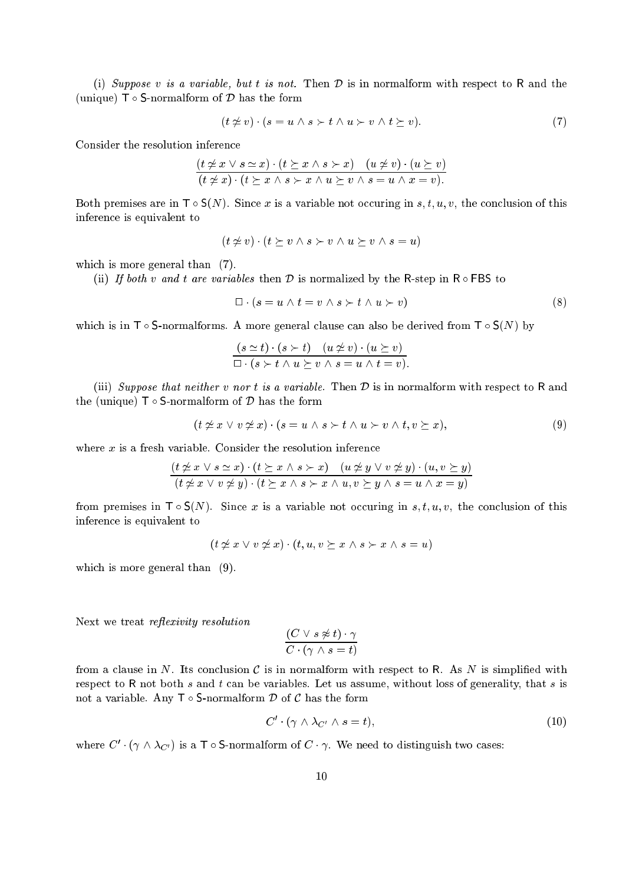(i) *Suppose $v$ is a variable, but $t$ is not.* Then $\mathcal{D}$ is in normalform with respect to $\mathsf{R}$ and the (unique) $\mathsf{T} \circ \mathsf{S}$-normalform of $\mathcal{D}$ has the form

$$(t \not\simeq v) \cdot (s = u \wedge s \succ t \wedge u \succ v \wedge t \succeq v). \tag{7}$$

Consider the resolution inference

$$\frac{(t \not\simeq x \vee s \simeq x) \cdot (t \succeq x \wedge s \succ x) \quad (u \not\simeq v) \cdot (u \succeq v)}{(t \not\simeq x) \cdot (t \succeq x \wedge s \succ x \wedge u \succeq v \wedge s = u \wedge x = v).}$$

Both premises are in $\mathsf{T} \circ \mathsf{S}(N)$. Since $x$ is a variable not occuring in $s, t, u, v$, the conclusion of this inference is equivalent to

$$(t \not\simeq v) \cdot (t \succeq v \wedge s \succ v \wedge u \succeq v \wedge s = u)$$

which is more general than (7).

(ii) *If both $v$ and $t$ are variables* then $\mathcal{D}$ is normalized by the R-step in $\mathsf{R} \circ \mathsf{FBS}$ to

$$\square \cdot (s = u \wedge t = v \wedge s \succ t \wedge u \succ v) \tag{8}$$

which is in $\mathsf{T} \circ \mathsf{S}$-normalforms. A more general clause can also be derived from $\mathsf{T} \circ \mathsf{S}(N)$ by

$$\frac{(s \simeq t) \cdot (s \succ t) \quad (u \not\simeq v) \cdot (u \succeq v)}{\square \cdot (s \succ t \wedge u \succeq v \wedge s = u \wedge t = v).}$$

(iii) *Suppose that neither $v$ nor $t$ is a variable.* Then $\mathcal{D}$ is in normalform with respect to $\mathsf{R}$ and the (unique) $\mathsf{T} \circ \mathsf{S}$-normalform of $\mathcal{D}$ has the form

$$(t \not\simeq x \vee v \not\simeq x) \cdot (s = u \wedge s \succ t \wedge u \succ v \wedge t, v \succeq x), \tag{9}$$

where $x$ is a fresh variable. Consider the resolution inference

$$\frac{(t \not\simeq x \vee s \simeq x) \cdot (t \succeq x \wedge s \succ x) \quad (u \not\simeq y \vee v \not\simeq y) \cdot (u, v \succeq y)}{(t \not\simeq x \vee v \not\simeq y) \cdot (t \succeq x \wedge s \succ x \wedge u, v \succeq y \wedge s = u \wedge x = y)}$$

from premises in $\mathsf{T} \circ \mathsf{S}(N)$. Since $x$ is a variable not occuring in $s, t, u, v$, the conclusion of this inference is equivalent to

$$(t \not\simeq x \vee v \not\simeq x) \cdot (t, u, v \succeq x \wedge s \succ x \wedge s = u)$$

which is more general than (9).

Next we treat *reflexivity resolution*

$$\frac{(C \vee s \not\simeq t) \cdot \gamma}{C \cdot (\gamma \wedge s = t)}$$

from a clause in $N$. Its conclusion $\mathcal{C}$ is in normalform with respect to $\mathsf{R}$. As $N$ is simplified with respect to $\mathsf{R}$ not both $s$ and $t$ can be variables. Let us assume, without loss of generality, that $s$ is not a variable. Any $\mathsf{T} \circ \mathsf{S}$-normalform $\mathcal{D}$ of $\mathcal{C}$ has the form

$$C' \cdot (\gamma \wedge \lambda_{C'} \wedge s = t), \tag{10}$$

where $C' \cdot (\gamma \wedge \lambda_{C'})$ is a $\mathsf{T} \circ \mathsf{S}$-normalform of $C \cdot \gamma$. We need to distinguish two cases: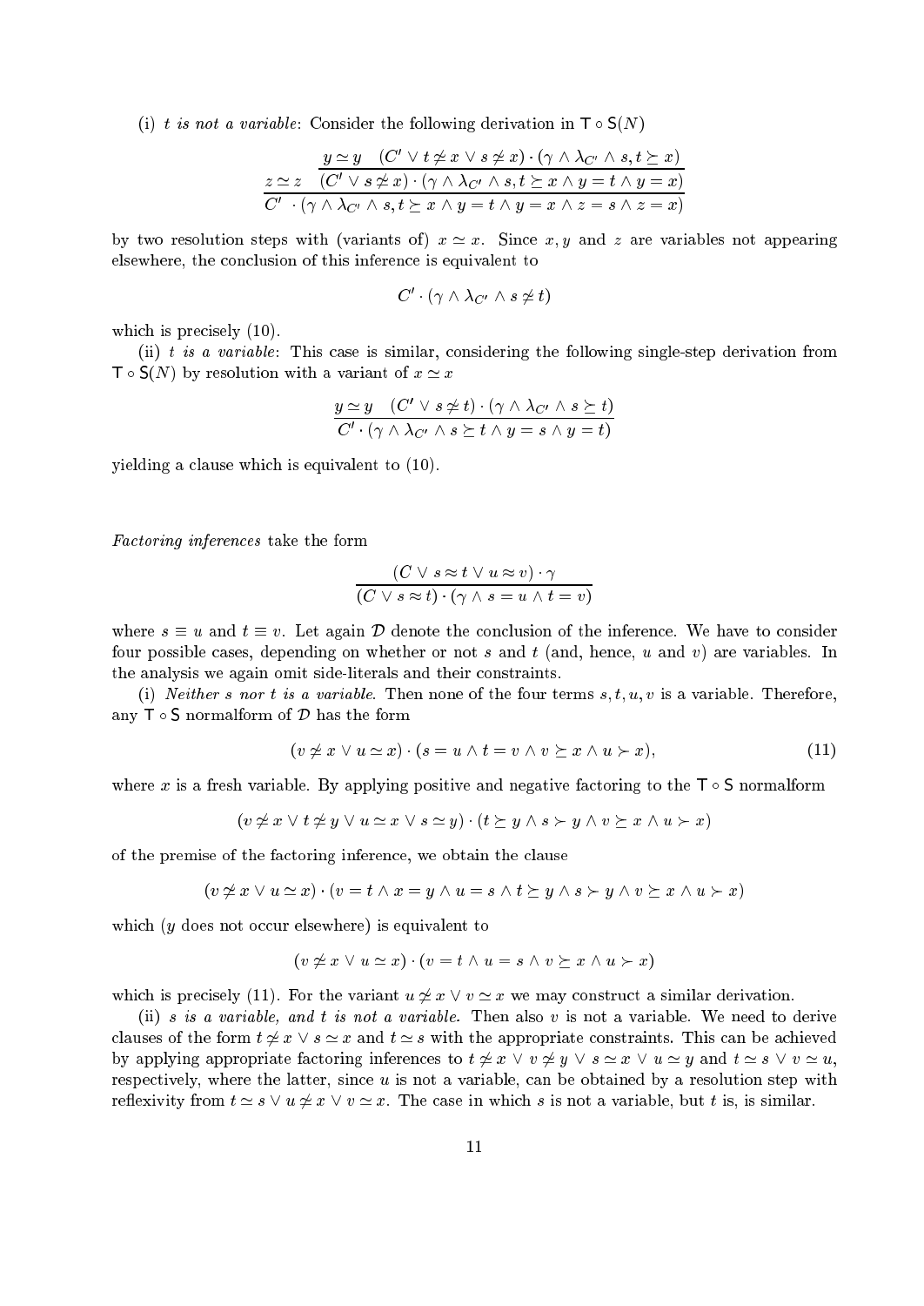(i) *t is not a variable*: Consider the following derivation in $\mathsf{T} \circ \mathsf{S}(N)$

$$\cfrac{z \simeq z \quad \cfrac{y \simeq y \quad (C' \vee t \not\simeq x \vee s \not\simeq x) \cdot (\gamma \wedge \lambda_{C'} \wedge s, t \succeq x)}{(C' \vee s \not\simeq x) \cdot (\gamma \wedge \lambda_{C'} \wedge s, t \succeq x \wedge y = t \wedge y = x)}}{C' \ \cdot (\gamma \wedge \lambda_{C'} \wedge s, t \succeq x \wedge y = t \wedge y = x \wedge z = s \wedge z = x)}$$

by two resolution steps with (variants of) $x \simeq x$. Since $x, y$ and $z$ are variables not appearing elsewhere, the conclusion of this inference is equivalent to

$$C' \cdot (\gamma \wedge \lambda_{C'} \wedge s \not\simeq t)$$

which is precisely (10).

(ii) *t is a variable*: This case is similar, considering the following single-step derivation from $\mathsf{T} \circ \mathsf{S}(N)$ by resolution with a variant of $x \simeq x$

$$\frac{y \simeq y \quad (C' \vee s \not\simeq t) \cdot (\gamma \wedge \lambda_{C'} \wedge s \succeq t)}{C' \cdot (\gamma \wedge \lambda_{C'} \wedge s \succeq t \wedge y = s \wedge y = t)}$$

yielding a clause which is equivalent to (10).

*Factoring inferences* take the form

$$\frac{(C \vee s \approx t \vee u \approx v) \cdot \gamma}{(C \vee s \approx t) \cdot (\gamma \wedge s = u \wedge t = v)}$$

where $s \equiv u$ and $t \equiv v$. Let again $\mathcal{D}$ denote the conclusion of the inference. We have to consider four possible cases, depending on whether or not $s$ and $t$ (and, hence, $u$ and $v$) are variables. In the analysis we again omit side-literals and their constraints.

(i) *Neither s nor t is a variable.* Then none of the four terms $s, t, u, v$ is a variable. Therefore, any $\mathsf{T} \circ \mathsf{S}$ normalform of $\mathcal{D}$ has the form

$$(v \not\simeq x \vee u \simeq x) \cdot (s = u \wedge t = v \wedge v \succeq x \wedge u \succ x), \tag{11}$$

where $x$ is a fresh variable. By applying positive and negative factoring to the $\mathsf{T} \circ \mathsf{S}$ normalform

$$(v \not\simeq x \vee t \not\simeq y \vee u \simeq x \vee s \simeq y) \cdot (t \succeq y \wedge s \succ y \wedge v \succeq x \wedge u \succ x)$$

of the premise of the factoring inference, we obtain the clause

$$(v \not\simeq x \vee u \simeq x) \cdot (v = t \wedge x = y \wedge u = s \wedge t \succeq y \wedge s \succ y \wedge v \succeq x \wedge u \succ x)$$

which ($y$ does not occur elsewhere) is equivalent to

$$(v \not\simeq x \vee u \simeq x) \cdot (v = t \wedge u = s \wedge v \succeq x \wedge u \succ x)$$

which is precisely (11). For the variant $u \not\simeq x \vee v \simeq x$ we may construct a similar derivation.

(ii) *s is a variable, and t is not a variable.* Then also $v$ is not a variable. We need to derive clauses of the form $t \not\simeq x \vee s \simeq x$ and $t \simeq s$ with the appropriate constraints. This can be achieved by applying appropriate factoring inferences to $t \not\simeq x \vee v \not\simeq y \vee s \simeq x \vee u \simeq y$ and $t \simeq s \vee v \simeq u$, respectively, where the latter, since $u$ is not a variable, can be obtained by a resolution step with reflexivity from $t \simeq s \vee u \not\simeq x \vee v \simeq x$. The case in which $s$ is not a variable, but $t$ is, is similar.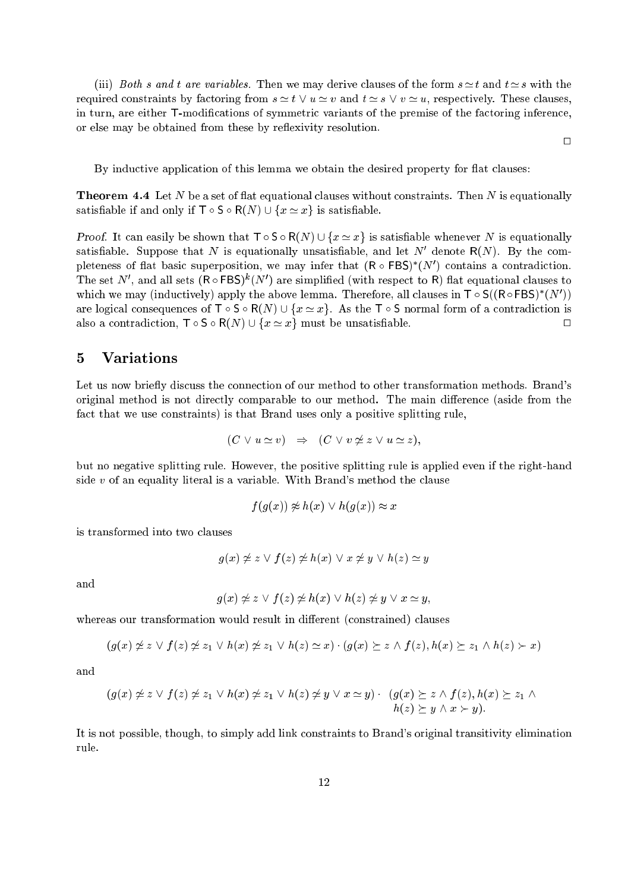(iii) *Both $s$ and $t$ are variables.* Then we may derive clauses of the form $s \simeq t$ and $t \simeq s$ with the required constraints by factoring from $s \simeq t \vee u \simeq v$ and $t \simeq s \vee v \simeq u$, respectively. These clauses, in turn, are either $\mathsf{T}$-modifications of symmetric variants of the premise of the factoring inference, or else may be obtained from these by reflexivity resolution.

$\square$

By inductive application of this lemma we obtain the desired property for flat clauses:

**Theorem 4.4** Let $N$ be a set of flat equational clauses without constraints. Then $N$ is equationally satisfiable if and only if $\mathsf{T} \circ \mathsf{S} \circ \mathsf{R}(N) \cup \{x \simeq x\}$ is satisfiable.

*Proof.* It can easily be shown that $\mathsf{T} \circ \mathsf{S} \circ \mathsf{R}(N) \cup \{x \simeq x\}$ is satisfiable whenever $N$ is equationally satisfiable. Suppose that $N$ is equationally unsatisfiable, and let $N'$ denote $\mathsf{R}(N)$. By the completeness of flat basic superposition, we may infer that $(\mathsf{R} \circ \mathsf{FBS})^*(N')$ contains a contradiction. The set $N'$, and all sets $(\mathsf{R} \circ \mathsf{FBS})^k(N')$ are simplified (with respect to $\mathsf{R}$) flat equational clauses to which we may (inductively) apply the above lemma. Therefore, all clauses in $\mathsf{T} \circ \mathsf{S}((\mathsf{R} \circ \mathsf{FBS})^*(N'))$ are logical consequences of $\mathsf{T} \circ \mathsf{S} \circ \mathsf{R}(N) \cup \{x \simeq x\}$. As the $\mathsf{T} \circ \mathsf{S}$ normal form of a contradiction is also a contradiction, $\mathsf{T} \circ \mathsf{S} \circ \mathsf{R}(N) \cup \{x \simeq x\}$ must be unsatisfiable. $\square$

## 5 Variations

Let us now briefly discuss the connection of our method to other transformation methods. Brand's original method is not directly comparable to our method. The main difference (aside from the fact that we use constraints) is that Brand uses only a positive splitting rule,

$$(C \vee u \simeq v) \quad \Rightarrow \quad (C \vee v \not\simeq z \vee u \simeq z),$$

but no negative splitting rule. However, the positive splitting rule is applied even if the right-hand side $v$ of an equality literal is a variable. With Brand's method the clause

$$f(g(x)) \not\approx h(x) \vee h(g(x)) \approx x$$

is transformed into two clauses

$$g(x) \not\simeq z \vee f(z) \not\simeq h(x) \vee x \not\simeq y \vee h(z) \simeq y$$

and

$$g(x) \not\simeq z \vee f(z) \not\simeq h(x) \vee h(z) \not\simeq y \vee x \simeq y,$$

whereas our transformation would result in different (constrained) clauses

$$(g(x) \not\simeq z \vee f(z) \not\simeq z_1 \vee h(x) \not\simeq z_1 \vee h(z) \simeq x) \cdot (g(x) \succeq z \wedge f(z), h(x) \succeq z_1 \wedge h(z) \succ x)$$

and

$$(g(x) \not\simeq z \vee f(z) \not\simeq z_1 \vee h(x) \not\simeq z_1 \vee h(z) \not\simeq y \vee x \simeq y) \cdot \quad (g(x) \succeq z \wedge f(z), h(x) \succeq z_1 \wedge h(z) \succeq y \wedge x \succ y).$$

It is not possible, though, to simply add link constraints to Brand's original transitivity elimination rule.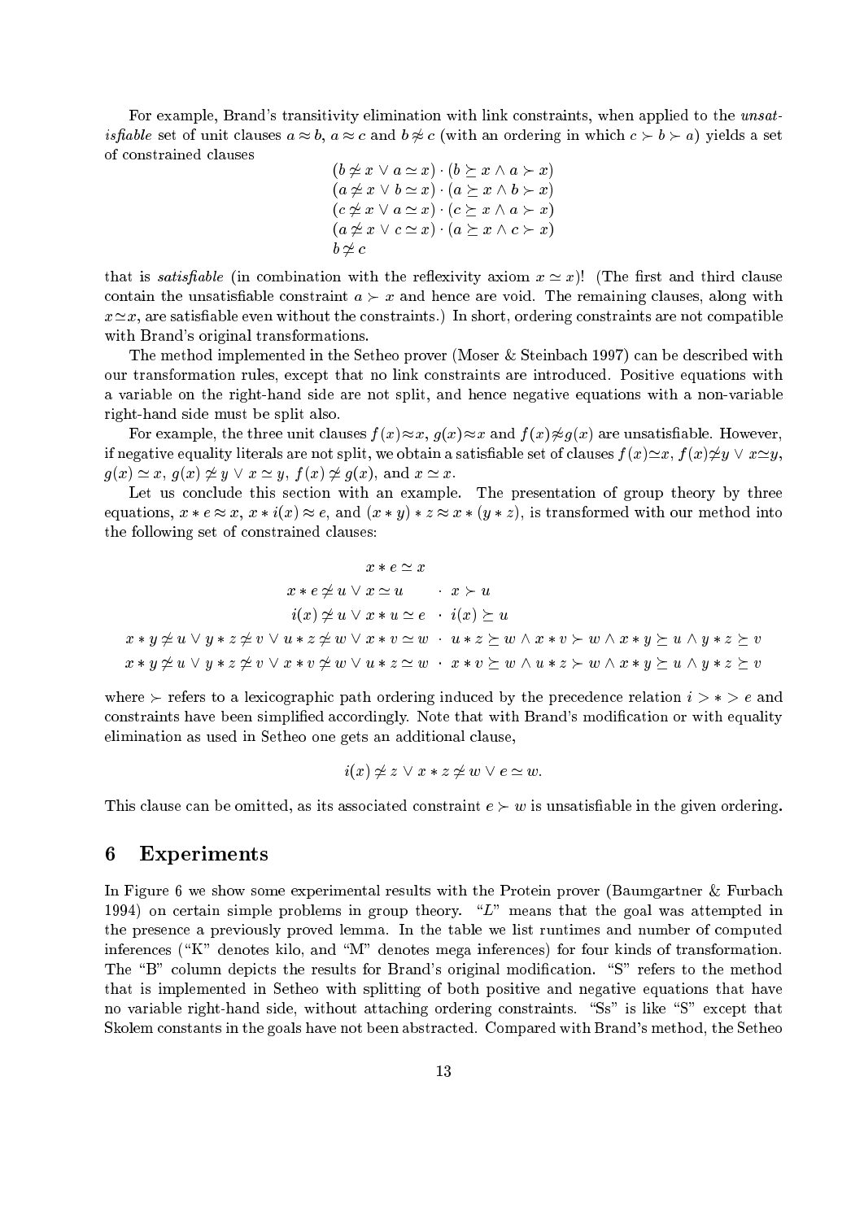For example, Brand's transitivity elimination with link constraints, when applied to the *unsatisfiable* set of unit clauses $a \approx b$, $a \approx c$ and $b \not\approx c$ (with an ordering in which $c \succ b \succ a$) yields a set of constrained clauses

$$
\begin{array}{l}
(b \not\simeq x \vee a \simeq x) \cdot (b \succeq x \wedge a \succ x) \\
(a \not\simeq x \vee b \simeq x) \cdot (a \succeq x \wedge b \succ x) \\
(c \not\simeq x \vee a \simeq x) \cdot (c \succeq x \wedge a \succ x) \\
(a \not\simeq x \vee c \simeq x) \cdot (a \succeq x \wedge c \succ x) \\
b \not\simeq c
\end{array}
$$

that is *satisfiable* (in combination with the reflexivity axiom $x \simeq x$)! (The first and third clause contain the unsatisfiable constraint $a \succ x$ and hence are void. The remaining clauses, along with $x \simeq x$, are satisfiable even without the constraints.) In short, ordering constraints are not compatible with Brand's original transformations.

The method implemented in the Setheo prover (Moser & Steinbach 1997) can be described with our transformation rules, except that no link constraints are introduced. Positive equations with a variable on the right-hand side are not split, and hence negative equations with a non-variable right-hand side must be split also.

For example, the three unit clauses $f(x) \approx x$, $g(x) \approx x$ and $f(x) \not\approx g(x)$ are unsatisfiable. However, if negative equality literals are not split, we obtain a satisfiable set of clauses $f(x) \simeq x$, $f(x) \not\simeq y \vee x \simeq y$, $g(x) \simeq x$, $g(x) \not\simeq y \vee x \simeq y$, $f(x) \not\simeq g(x)$, and $x \simeq x$.

Let us conclude this section with an example. The presentation of group theory by three equations, $x * e \approx x$, $x * i(x) \approx e$, and $(x * y) * z \approx x * (y * z)$, is transformed with our method into the following set of constrained clauses:

$$
\begin{array}{rl}
x * e \simeq x & \\
x * e \not\simeq u \vee x \simeq u & \cdot\ x \succ u \\
i(x) \not\simeq u \vee x * u \simeq e & \cdot\ i(x) \succeq u \\
x * y \not\simeq u \vee y * z \not\simeq v \vee u * z \not\simeq w \vee x * v \simeq w & \cdot\ u * z \succeq w \wedge x * v \succ w \wedge x * y \succeq u \wedge y * z \succeq v \\
x * y \not\simeq u \vee y * z \not\simeq v \vee x * v \not\simeq w \vee u * z \simeq w & \cdot\ x * v \succeq w \wedge u * z \succ w \wedge x * y \succeq u \wedge y * z \succeq v
\end{array}
$$

where $\succ$ refers to a lexicographic path ordering induced by the precedence relation $i > * > e$ and constraints have been simplified accordingly. Note that with Brand's modification or with equality elimination as used in Setheo one gets an additional clause,

$$i(x) \not\simeq z \vee x * z \not\simeq w \vee e \simeq w.$$

This clause can be omitted, as its associated constraint $e \succ w$ is unsatisfiable in the given ordering.

## 6 Experiments

In Figure 6 we show some experimental results with the Protein prover (Baumgartner & Furbach 1994) on certain simple problems in group theory. "*L*" means that the goal was attempted in the presence a previously proved lemma. In the table we list runtimes and number of computed inferences ("K" denotes kilo, and "M" denotes mega inferences) for four kinds of transformation. The "B" column depicts the results for Brand's original modification. "S" refers to the method that is implemented in Setheo with splitting of both positive and negative equations that have no variable right-hand side, without attaching ordering constraints. "Ss" is like "S" except that Skolem constants in the goals have not been abstracted. Compared with Brand's method, the Setheo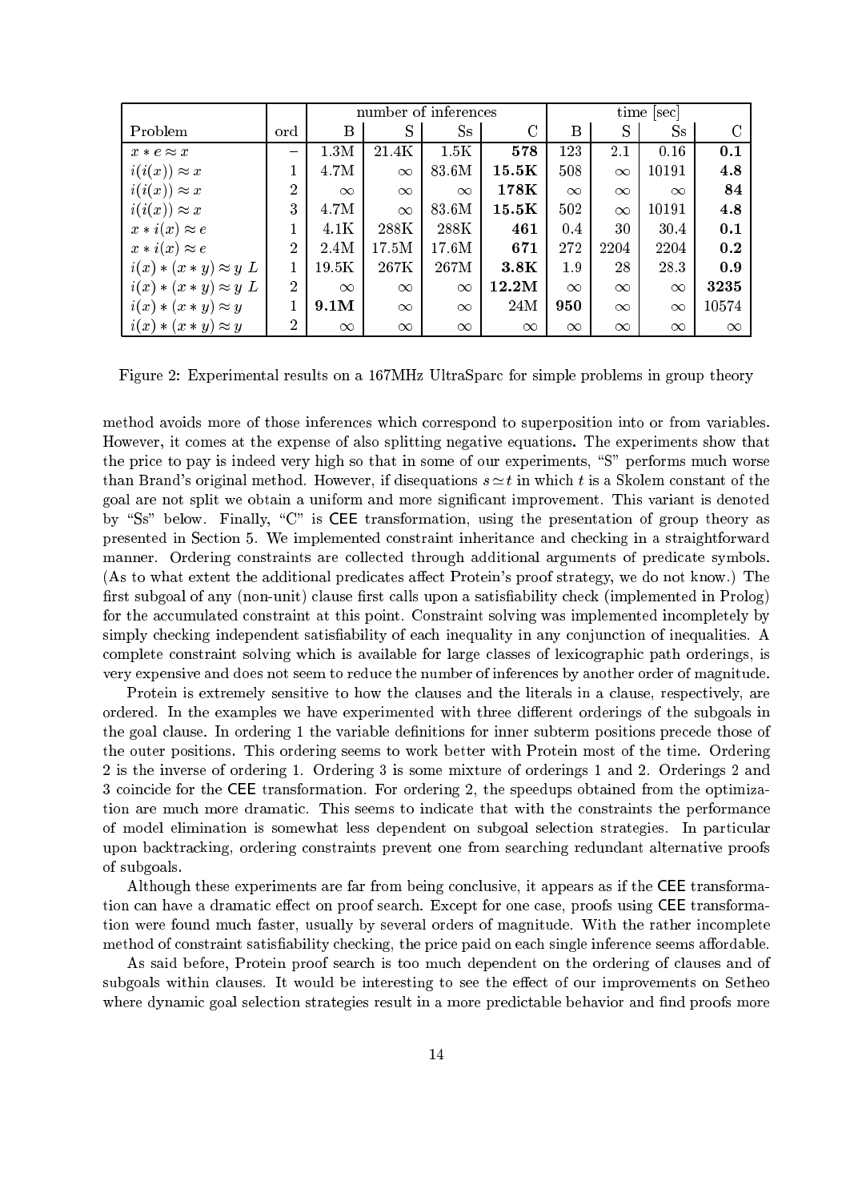| | | number of inferences | | | | time [sec] | | | |
|---|---|---|---|---|---|---|---|---|---|
| Problem | ord | B | S | Ss | C | B | S | Ss | C |
| $x * e \approx x$ | – | 1.3M | 21.4K | 1.5K | **578** | 123 | 2.1 | 0.16 | **0.1** |
| $i(i(x)) \approx x$ | 1 | 4.7M | $\infty$ | 83.6M | **15.5K** | 508 | $\infty$ | 10191 | **4.8** |
| $i(i(x)) \approx x$ | 2 | $\infty$ | $\infty$ | $\infty$ | **178K** | $\infty$ | $\infty$ | $\infty$ | **84** |
| $i(i(x)) \approx x$ | 3 | 4.7M | $\infty$ | 83.6M | **15.5K** | 502 | $\infty$ | 10191 | **4.8** |
| $x * i(x) \approx e$ | 1 | 4.1K | 288K | 288K | **461** | 0.4 | 30 | 30.4 | **0.1** |
| $x * i(x) \approx e$ | 2 | 2.4M | 17.5M | 17.6M | **671** | 272 | 2204 | 2204 | **0.2** |
| $i(x) * (x * y) \approx y$ $L$ | 1 | 19.5K | 267K | 267M | **3.8K** | 1.9 | 28 | 28.3 | **0.9** |
| $i(x) * (x * y) \approx y$ $L$ | 2 | $\infty$ | $\infty$ | $\infty$ | **12.2M** | $\infty$ | $\infty$ | $\infty$ | **3235** |
| $i(x) * (x * y) \approx y$ | 1 | **9.1M** | $\infty$ | $\infty$ | 24M | **950** | $\infty$ | $\infty$ | 10574 |
| $i(x) * (x * y) \approx y$ | 2 | $\infty$ | $\infty$ | $\infty$ | $\infty$ | $\infty$ | $\infty$ | $\infty$ | $\infty$ |

Figure 2: Experimental results on a 167MHz UltraSparc for simple problems in group theory

method avoids more of those inferences which correspond to superposition into or from variables. However, it comes at the expense of also splitting negative equations. The experiments show that the price to pay is indeed very high so that in some of our experiments, "S" performs much worse than Brand's original method. However, if disequations $s \simeq t$ in which $t$ is a Skolem constant of the goal are not split we obtain a uniform and more significant improvement. This variant is denoted by "Ss" below. Finally, "C" is CEE transformation, using the presentation of group theory as presented in Section 5. We implemented constraint inheritance and checking in a straightforward manner. Ordering constraints are collected through additional arguments of predicate symbols. (As to what extent the additional predicates affect Protein's proof strategy, we do not know.) The first subgoal of any (non-unit) clause first calls upon a satisfiability check (implemented in Prolog) for the accumulated constraint at this point. Constraint solving was implemented incompletely by simply checking independent satisfiability of each inequality in any conjunction of inequalities. A complete constraint solving which is available for large classes of lexicographic path orderings, is very expensive and does not seem to reduce the number of inferences by another order of magnitude.

Protein is extremely sensitive to how the clauses and the literals in a clause, respectively, are ordered. In the examples we have experimented with three different orderings of the subgoals in the goal clause. In ordering 1 the variable definitions for inner subterm positions precede those of the outer positions. This ordering seems to work better with Protein most of the time. Ordering 2 is the inverse of ordering 1. Ordering 3 is some mixture of orderings 1 and 2. Orderings 2 and 3 coincide for the CEE transformation. For ordering 2, the speedups obtained from the optimization are much more dramatic. This seems to indicate that with the constraints the performance of model elimination is somewhat less dependent on subgoal selection strategies. In particular upon backtracking, ordering constraints prevent one from searching redundant alternative proofs of subgoals.

Although these experiments are far from being conclusive, it appears as if the CEE transformation can have a dramatic effect on proof search. Except for one case, proofs using CEE transformation were found much faster, usually by several orders of magnitude. With the rather incomplete method of constraint satisfiability checking, the price paid on each single inference seems affordable.

As said before, Protein proof search is too much dependent on the ordering of clauses and of subgoals within clauses. It would be interesting to see the effect of our improvements on Setheo where dynamic goal selection strategies result in a more predictable behavior and find proofs more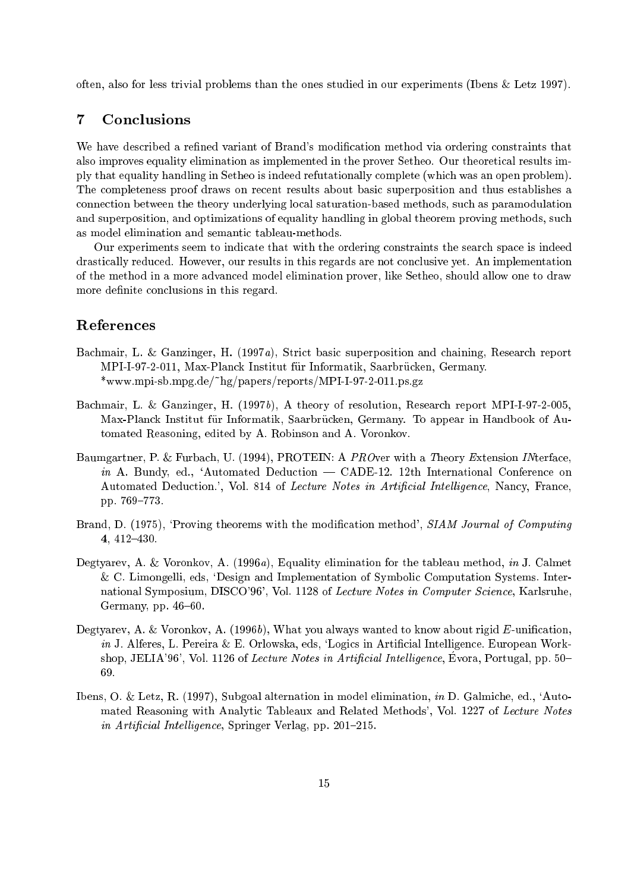often, also for less trivial problems than the ones studied in our experiments (Ibens & Letz 1997).

## 7 Conclusions

We have described a refined variant of Brand's modification method via ordering constraints that also improves equality elimination as implemented in the prover Setheo. Our theoretical results imply that equality handling in Setheo is indeed refutationally complete (which was an open problem). The completeness proof draws on recent results about basic superposition and thus establishes a connection between the theory underlying local saturation-based methods, such as paramodulation and superposition, and optimizations of equality handling in global theorem proving methods, such as model elimination and semantic tableau-methods.

Our experiments seem to indicate that with the ordering constraints the search space is indeed drastically reduced. However, our results in this regards are not conclusive yet. An implementation of the method in a more advanced model elimination prover, like Setheo, should allow one to draw more definite conclusions in this regard.

## References

Bachmair, L. & Ganzinger, H. (1997*a*), Strict basic superposition and chaining, Research report MPI-I-97-2-011, Max-Planck Institut für Informatik, Saarbrücken, Germany. *www.mpi-sb.mpg.de/~hg/papers/reports/MPI-I-97-2-011.ps.gz

Bachmair, L. & Ganzinger, H. (1997*b*), A theory of resolution, Research report MPI-I-97-2-005, Max-Planck Institut für Informatik, Saarbrücken, Germany. To appear in Handbook of Automated Reasoning, edited by A. Robinson and A. Voronkov.

Baumgartner, P. & Furbach, U. (1994), PROTEIN: A *PRO*ver with a *T*heory *E*xtension *IN*terface, *in* A. Bundy, ed., 'Automated Deduction — CADE-12. 12th International Conference on Automated Deduction.', Vol. 814 of *Lecture Notes in Artificial Intelligence*, Nancy, France, pp. 769–773.

Brand, D. (1975), 'Proving theorems with the modification method', *SIAM Journal of Computing* **4**, 412–430.

Degtyarev, A. & Voronkov, A. (1996*a*), Equality elimination for the tableau method, *in* J. Calmet & C. Limongelli, eds, 'Design and Implementation of Symbolic Computation Systems. International Symposium, DISCO'96', Vol. 1128 of *Lecture Notes in Computer Science*, Karlsruhe, Germany, pp. 46–60.

Degtyarev, A. & Voronkov, A. (1996*b*), What you always wanted to know about rigid *E*-unification, *in* J. Alferes, L. Pereira & E. Orlowska, eds, 'Logics in Artificial Intelligence. European Workshop, JELIA'96', Vol. 1126 of *Lecture Notes in Artificial Intelligence*, Évora, Portugal, pp. 50–69.

Ibens, O. & Letz, R. (1997), Subgoal alternation in model elimination, *in* D. Galmiche, ed., 'Automated Reasoning with Analytic Tableaux and Related Methods', Vol. 1227 of *Lecture Notes in Artificial Intelligence*, Springer Verlag, pp. 201–215.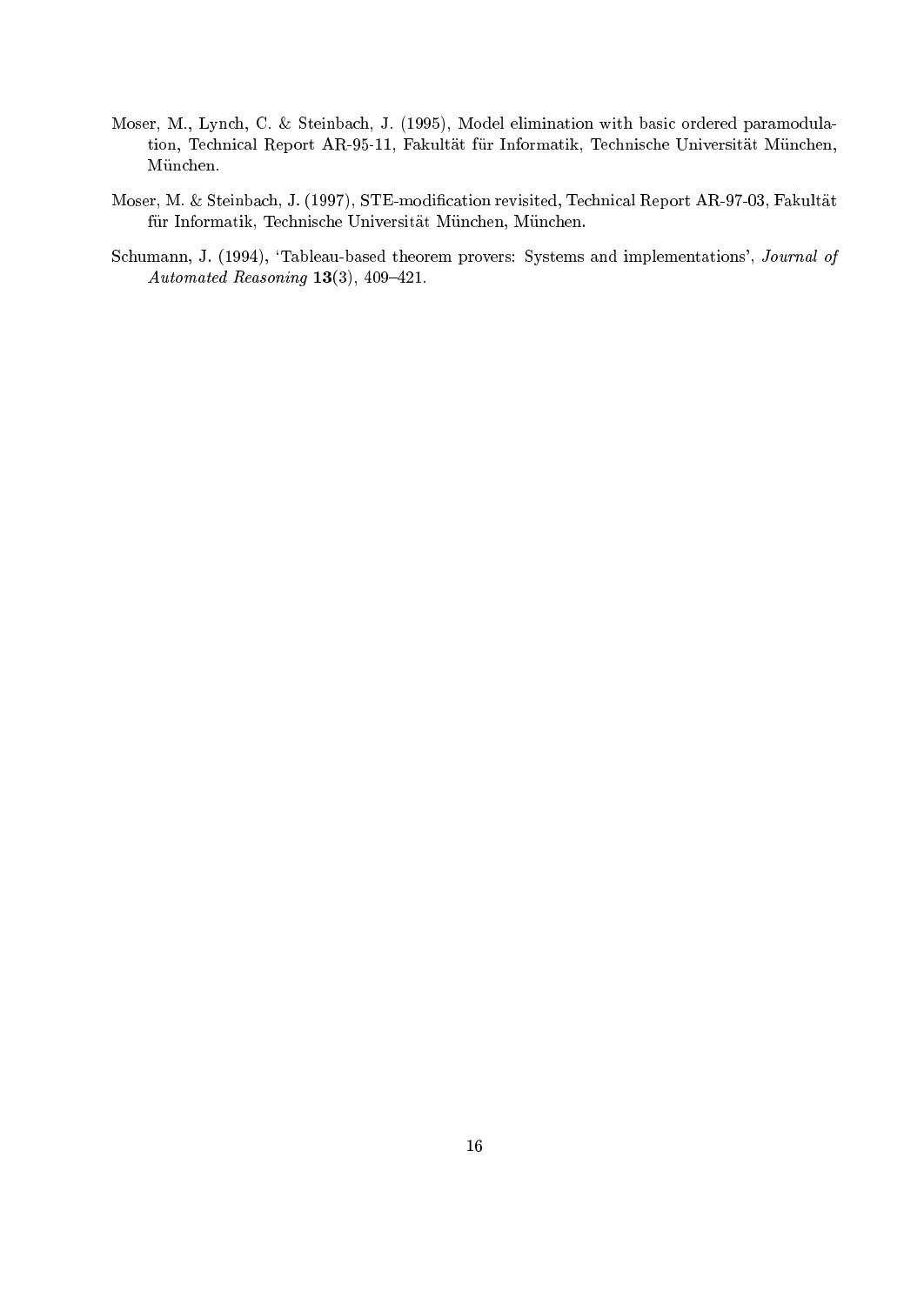Moser, M., Lynch, C. & Steinbach, J. (1995), Model elimination with basic ordered paramodulation, Technical Report AR-95-11, Fakultät für Informatik, Technische Universität München, München.

Moser, M. & Steinbach, J. (1997), STE-modification revisited, Technical Report AR-97-03, Fakultät für Informatik, Technische Universität München, München.

Schumann, J. (1994), 'Tableau-based theorem provers: Systems and implementations', *Journal of Automated Reasoning* **13**(3), 409–421.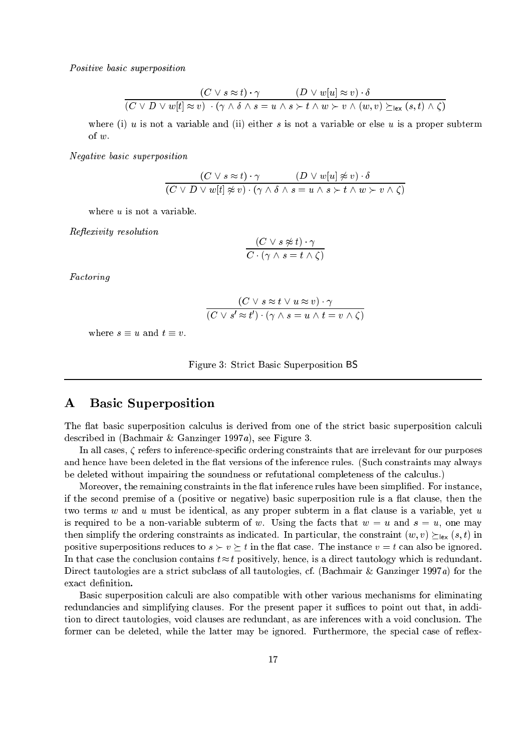*Positive basic superposition*

$$\frac{(C \vee s \approx t) \cdot \gamma \qquad (D \vee w[u] \approx v) \cdot \delta}{(C \vee D \vee w[t] \approx v) \ \cdot (\gamma \wedge \delta \wedge s = u \wedge s \succ t \wedge w \succ v \wedge (w, v) \succeq_{\mathsf{lex}} (s, t) \wedge \zeta)}$$

where (i) $u$ is not a variable and (ii) either $s$ is not a variable or else $u$ is a proper subterm of $w$.

*Negative basic superposition*

$$\frac{(C \vee s \approx t) \cdot \gamma \qquad (D \vee w[u] \not\approx v) \cdot \delta}{(C \vee D \vee w[t] \not\approx v) \cdot (\gamma \wedge \delta \wedge s = u \wedge s \succ t \wedge w \succ v \wedge \zeta)}$$

where $u$ is not a variable.

*Reflexivity resolution*

$$\frac{(C \vee s \not\approx t) \cdot \gamma}{C \cdot (\gamma \wedge s = t \wedge \zeta)}$$

*Factoring*

$$\frac{(C \vee s \approx t \vee u \approx v) \cdot \gamma}{(C \vee s' \approx t') \cdot (\gamma \wedge s = u \wedge t = v \wedge \zeta)}$$

where $s \equiv u$ and $t \equiv v$.

Figure 3: Strict Basic Superposition BS

## A Basic Superposition

The flat basic superposition calculus is derived from one of the strict basic superposition calculi described in (Bachmair & Ganzinger 1997*a*), see Figure 3.

In all cases, $\zeta$ refers to inference-specific ordering constraints that are irrelevant for our purposes and hence have been deleted in the flat versions of the inference rules. (Such constraints may always be deleted without impairing the soundness or refutational completeness of the calculus.)

Moreover, the remaining constraints in the flat inference rules have been simplified. For instance, if the second premise of a (positive or negative) basic superposition rule is a flat clause, then the two terms $w$ and $u$ must be identical, as any proper subterm in a flat clause is a variable, yet $u$ is required to be a non-variable subterm of $w$. Using the facts that $w = u$ and $s = u$, one may then simplify the ordering constraints as indicated. In particular, the constraint $(w, v) \succeq_{\mathsf{lex}} (s, t)$ in positive superpositions reduces to $s \succ v \succeq t$ in the flat case. The instance $v = t$ can also be ignored. In that case the conclusion contains $t \approx t$ positively, hence, is a direct tautology which is redundant. Direct tautologies are a strict subclass of all tautologies, cf. (Bachmair & Ganzinger 1997*a*) for the exact definition.

Basic superposition calculi are also compatible with other various mechanisms for eliminating redundancies and simplifying clauses. For the present paper it suffices to point out that, in addition to direct tautologies, void clauses are redundant, as are inferences with a void conclusion. The former can be deleted, while the latter may be ignored. Furthermore, the special case of reflex-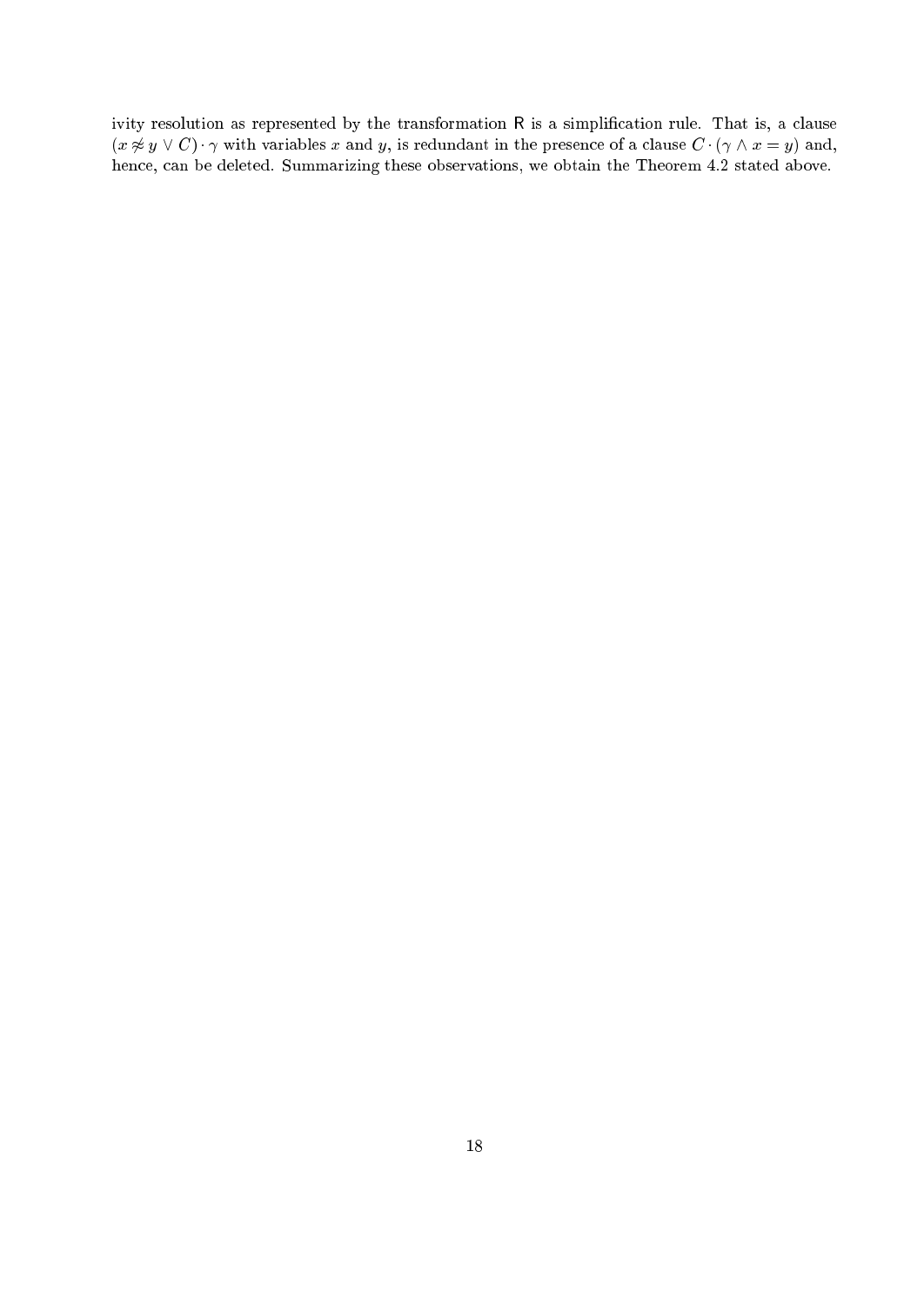ivity resolution as represented by the transformation $\mathsf{R}$ is a simplification rule. That is, a clause $(x \not\approx y \vee C) \cdot \gamma$ with variables $x$ and $y$, is redundant in the presence of a clause $C \cdot (\gamma \wedge x = y)$ and, hence, can be deleted. Summarizing these observations, we obtain the Theorem 4.2 stated above.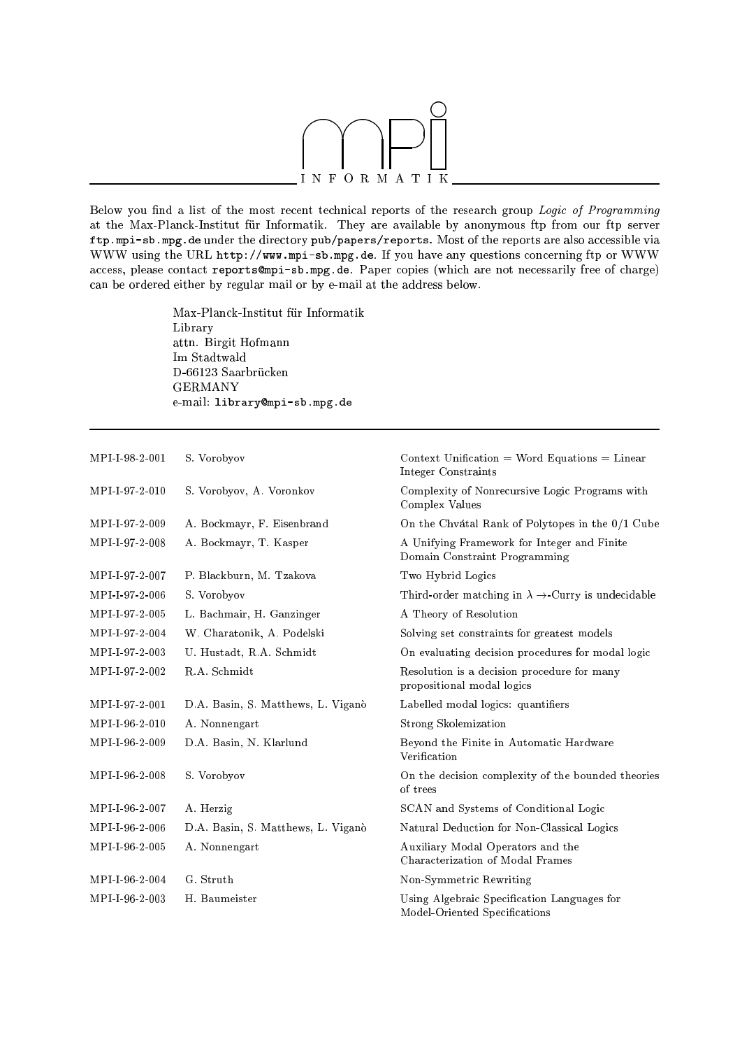mpi INFORMATIK

Below you find a list of the most recent technical reports of the research group *Logic of Programming* at the Max-Planck-Institut für Informatik. They are available by anonymous ftp from our ftp server `ftp.mpi-sb.mpg.de` under the directory `pub/papers/reports`. Most of the reports are also accessible via WWW using the URL `http://www.mpi-sb.mpg.de`. If you have any questions concerning ftp or WWW access, please contact `reports@mpi-sb.mpg.de`. Paper copies (which are not necessarily free of charge) can be ordered either by regular mail or by e-mail at the address below.

Max-Planck-Institut für Informatik
Library
attn. Birgit Hofmann
Im Stadtwald
D-66123 Saarbrücken
GERMANY
e-mail: `library@mpi-sb.mpg.de`

| | | |
|---|---|---|
| MPI-I-98-2-001 | S. Vorobyov | Context Unification = Word Equations = Linear Integer Constraints |
| MPI-I-97-2-010 | S. Vorobyov, A. Voronkov | Complexity of Nonrecursive Logic Programs with Complex Values |
| MPI-I-97-2-009 | A. Bockmayr, F. Eisenbrand | On the Chvátal Rank of Polytopes in the 0/1 Cube |
| MPI-I-97-2-008 | A. Bockmayr, T. Kasper | A Unifying Framework for Integer and Finite Domain Constraint Programming |
| MPI-I-97-2-007 | P. Blackburn, M. Tzakova | Two Hybrid Logics |
| MPI-I-97-2-006 | S. Vorobyov | Third-order matching in $\lambda\rightarrow$-Curry is undecidable |
| MPI-I-97-2-005 | L. Bachmair, H. Ganzinger | A Theory of Resolution |
| MPI-I-97-2-004 | W. Charatonik, A. Podelski | Solving set constraints for greatest models |
| MPI-I-97-2-003 | U. Hustadt, R.A. Schmidt | On evaluating decision procedures for modal logic |
| MPI-I-97-2-002 | R.A. Schmidt | Resolution is a decision procedure for many propositional modal logics |
| MPI-I-97-2-001 | D.A. Basin, S. Matthews, L. Viganò | Labelled modal logics: quantifiers |
| MPI-I-96-2-010 | A. Nonnengart | Strong Skolemization |
| MPI-I-96-2-009 | D.A. Basin, N. Klarlund | Beyond the Finite in Automatic Hardware Verification |
| MPI-I-96-2-008 | S. Vorobyov | On the decision complexity of the bounded theories of trees |
| MPI-I-96-2-007 | A. Herzig | SCAN and Systems of Conditional Logic |
| MPI-I-96-2-006 | D.A. Basin, S. Matthews, L. Viganò | Natural Deduction for Non-Classical Logics |
| MPI-I-96-2-005 | A. Nonnengart | Auxiliary Modal Operators and the Characterization of Modal Frames |
| MPI-I-96-2-004 | G. Struth | Non-Symmetric Rewriting |
| MPI-I-96-2-003 | H. Baumeister | Using Algebraic Specification Languages for Model-Oriented Specifications |